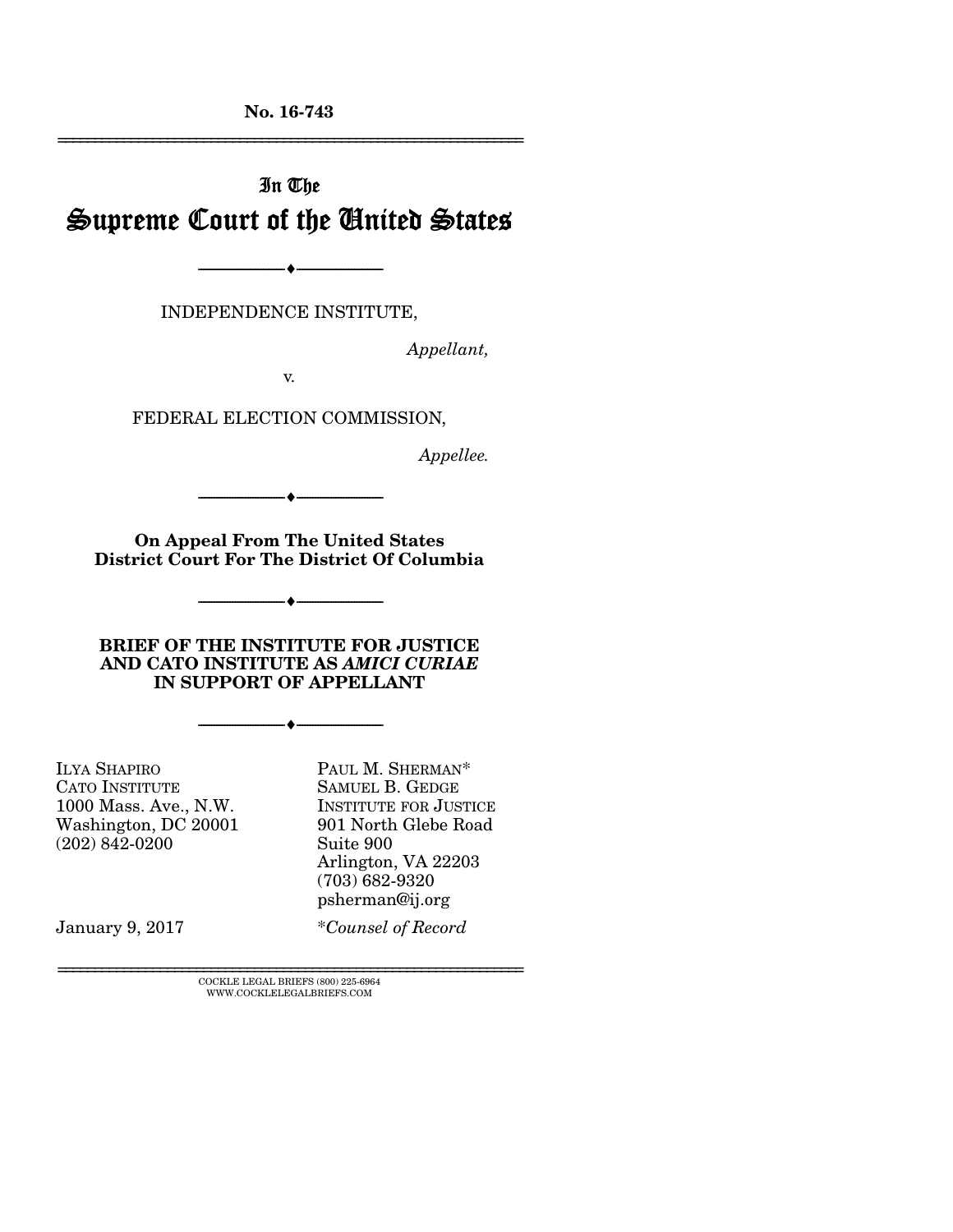No. 16-743

---

In The

# Supreme Court of the United States

---

INDEPENDENCE INSTITUTE,

*Appellant,*

v.

FEDERAL ELECTION COMMISSION,

*Appellee.*

---

**On Appeal From The United States District Court For The District Of Columbia**

---

**BRIEF OF THE INSTITUTE FOR JUSTICE AND CATO INSTITUTE AS *AMICI CURIAE* IN SUPPORT OF APPELLANT**

---

ILYA SHAPIRO
CATO INSTITUTE
1000 Mass. Ave., N.W.
Washington, DC 20001
(202) 842-0200

PAUL M. SHERMAN*
SAMUEL B. GEDGE
INSTITUTE FOR JUSTICE
901 North Glebe Road
Suite 900
Arlington, VA 22203
(703) 682-9320
psherman@ij.org

January 9, 2017

*\*Counsel of Record*

---

COCKLE LEGAL BRIEFS (800) 225-6964
WWW.COCKLELEGALBRIEFS.COM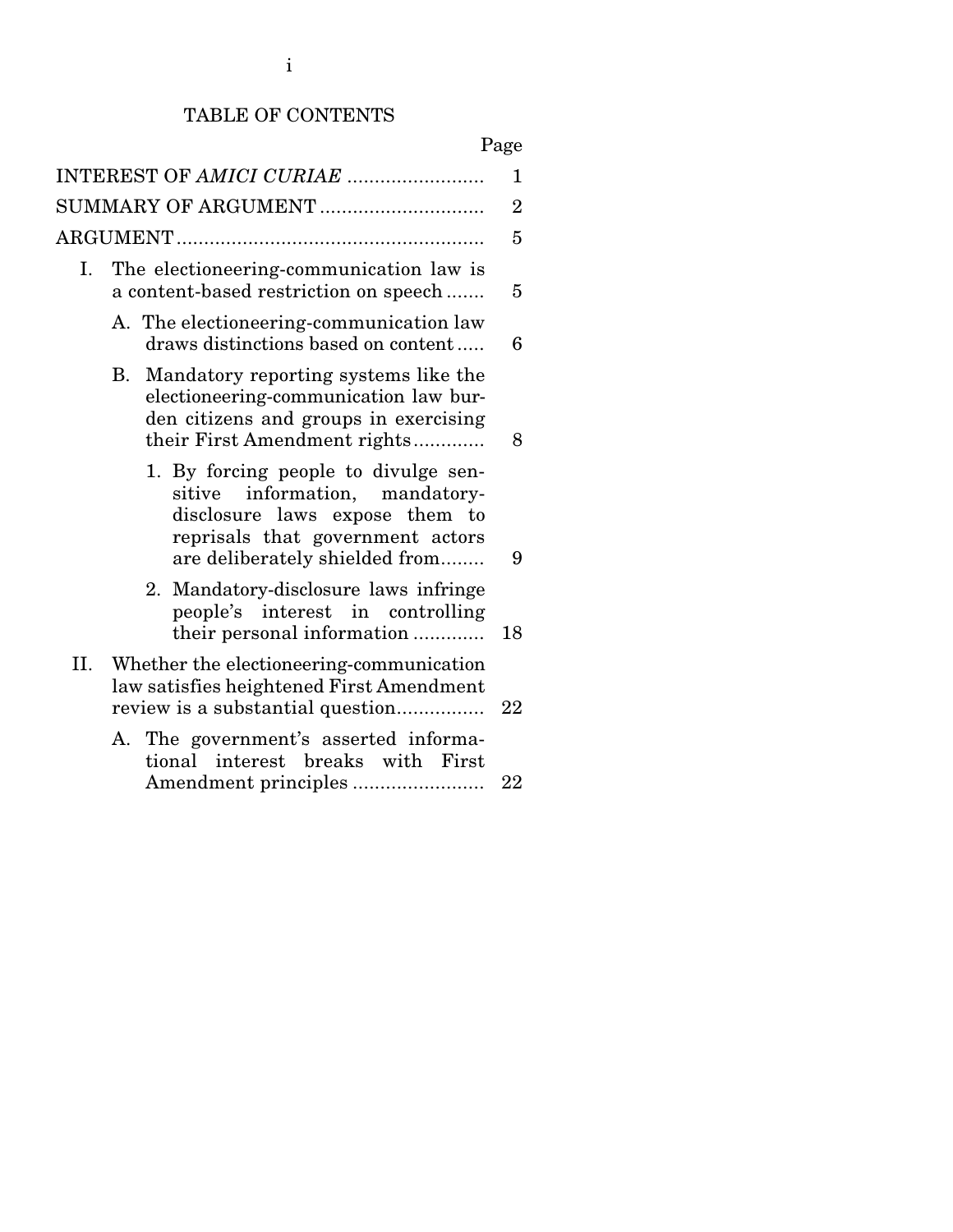# TABLE OF CONTENTS

| | Page |
|---|---|
| INTEREST OF *AMICI CURIAE* | 1 |
| SUMMARY OF ARGUMENT | 2 |
| ARGUMENT | 5 |
| I. The electioneering-communication law is a content-based restriction on speech | 5 |
| A. The electioneering-communication law draws distinctions based on content | 6 |
| B. Mandatory reporting systems like the electioneering-communication law burden citizens and groups in exercising their First Amendment rights | 8 |
| 1. By forcing people to divulge sensitive information, mandatory-disclosure laws expose them to reprisals that government actors are deliberately shielded from | 9 |
| 2. Mandatory-disclosure laws infringe people's interest in controlling their personal information | 18 |
| II. Whether the electioneering-communication law satisfies heightened First Amendment review is a substantial question | 22 |
| A. The government's asserted informational interest breaks with First Amendment principles | 22 |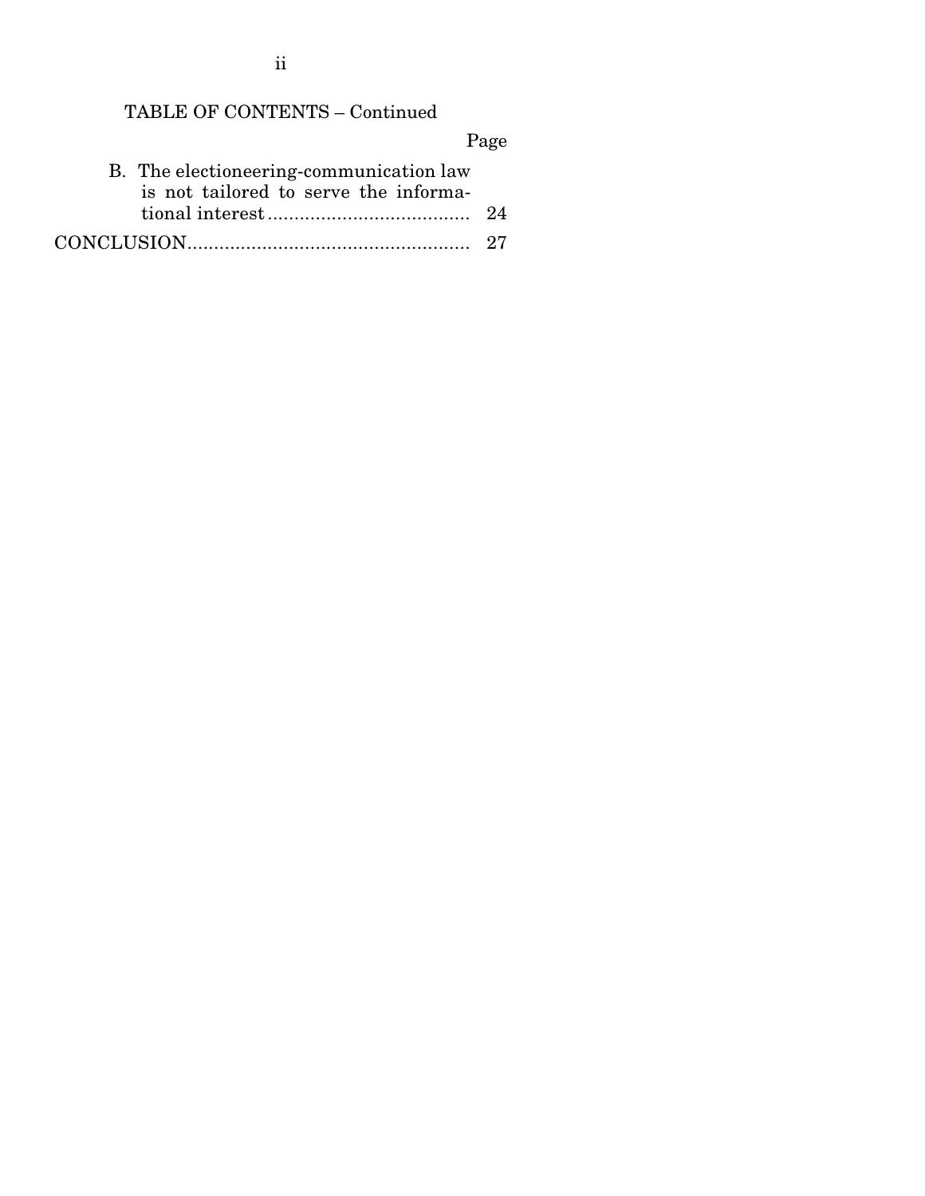TABLE OF CONTENTS – Continued

| | Page |
|---|---|
| B. The electioneering-communication law is not tailored to serve the informational interest | 24 |
| CONCLUSION | 27 |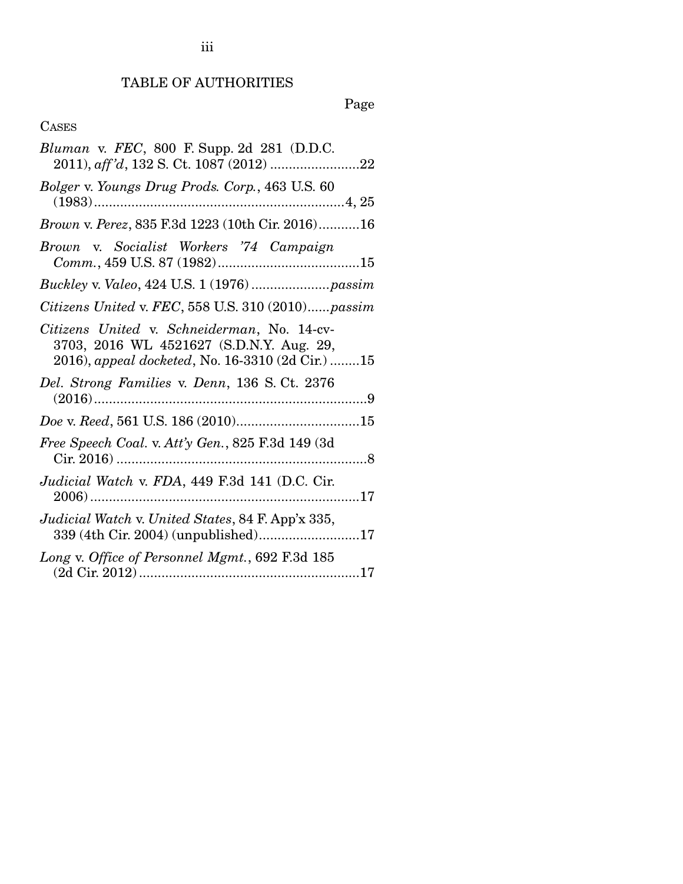# TABLE OF AUTHORITIES

Page

CASES

*Bluman* v. *FEC*, 800 F. Supp. 2d 281 (D.D.C. 2011), *aff'd*, 132 S. Ct. 1087 (2012) ........................22

*Bolger* v. *Youngs Drug Prods. Corp.*, 463 U.S. 60 (1983)....................................................................4, 25

*Brown* v. *Perez*, 835 F.3d 1223 (10th Cir. 2016)...........16

*Brown* v. *Socialist Workers '74 Campaign Comm.*, 459 U.S. 87 (1982).......................................15

*Buckley* v. *Valeo*, 424 U.S. 1 (1976) .....................*passim*

*Citizens United* v. *FEC*, 558 U.S. 310 (2010)......*passim*

*Citizens United* v. *Schneiderman*, No. 14-cv-3703, 2016 WL 4521627 (S.D.N.Y. Aug. 29, 2016), *appeal docketed*, No. 16-3310 (2d Cir.) ........15

*Del. Strong Families* v. *Denn*, 136 S. Ct. 2376 (2016)..........................................................................9

*Doe* v. *Reed*, 561 U.S. 186 (2010).................................15

*Free Speech Coal.* v. *Att'y Gen.*, 825 F.3d 149 (3d Cir. 2016) ....................................................................8

*Judicial Watch* v. *FDA*, 449 F.3d 141 (D.C. Cir. 2006).........................................................................17

*Judicial Watch* v. *United States*, 84 F. App'x 335, 339 (4th Cir. 2004) (unpublished)...........................17

*Long* v. *Office of Personnel Mgmt.*, 692 F.3d 185 (2d Cir. 2012)...........................................................17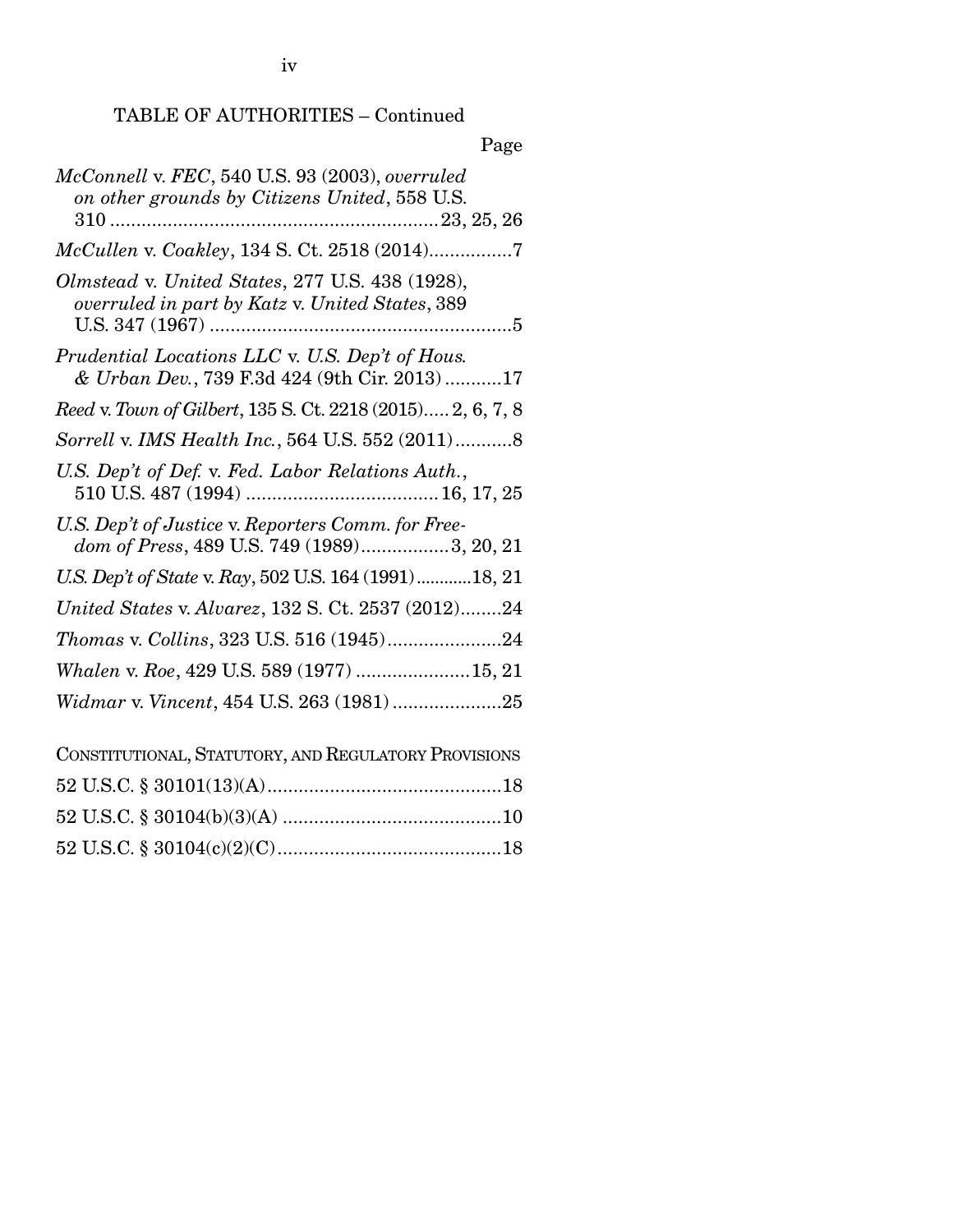TABLE OF AUTHORITIES – Continued

Page

*McConnell* v. *FEC*, 540 U.S. 93 (2003), *overruled on other grounds by Citizens United*, 558 U.S. 310 ............................................................ 23, 25, 26

*McCullen* v. *Coakley*, 134 S. Ct. 2518 (2014)................7

*Olmstead* v. *United States*, 277 U.S. 438 (1928), *overruled in part by Katz* v. *United States*, 389 U.S. 347 (1967) ..........................................................5

*Prudential Locations LLC* v. *U.S. Dep't of Hous. & Urban Dev.*, 739 F.3d 424 (9th Cir. 2013) ...........17

*Reed* v. *Town of Gilbert*, 135 S. Ct. 2218 (2015)..... 2, 6, 7, 8

*Sorrell* v. *IMS Health Inc.*, 564 U.S. 552 (2011)...........8

*U.S. Dep't of Def.* v. *Fed. Labor Relations Auth.*, 510 U.S. 487 (1994) ..................................... 16, 17, 25

*U.S. Dep't of Justice* v. *Reporters Comm. for Freedom of Press*, 489 U.S. 749 (1989).................3, 20, 21

*U.S. Dep't of State* v. *Ray*, 502 U.S. 164 (1991)............18, 21

*United States* v. *Alvarez*, 132 S. Ct. 2537 (2012)........24

*Thomas* v. *Collins*, 323 U.S. 516 (1945)......................24

*Whalen* v. *Roe*, 429 U.S. 589 (1977) ......................15, 21

*Widmar* v. *Vincent*, 454 U.S. 263 (1981) .....................25

CONSTITUTIONAL, STATUTORY, AND REGULATORY PROVISIONS

52 U.S.C. § 30101(13)(A).............................................18

52 U.S.C. § 30104(b)(3)(A) ..........................................10

52 U.S.C. § 30104(c)(2)(C)...........................................18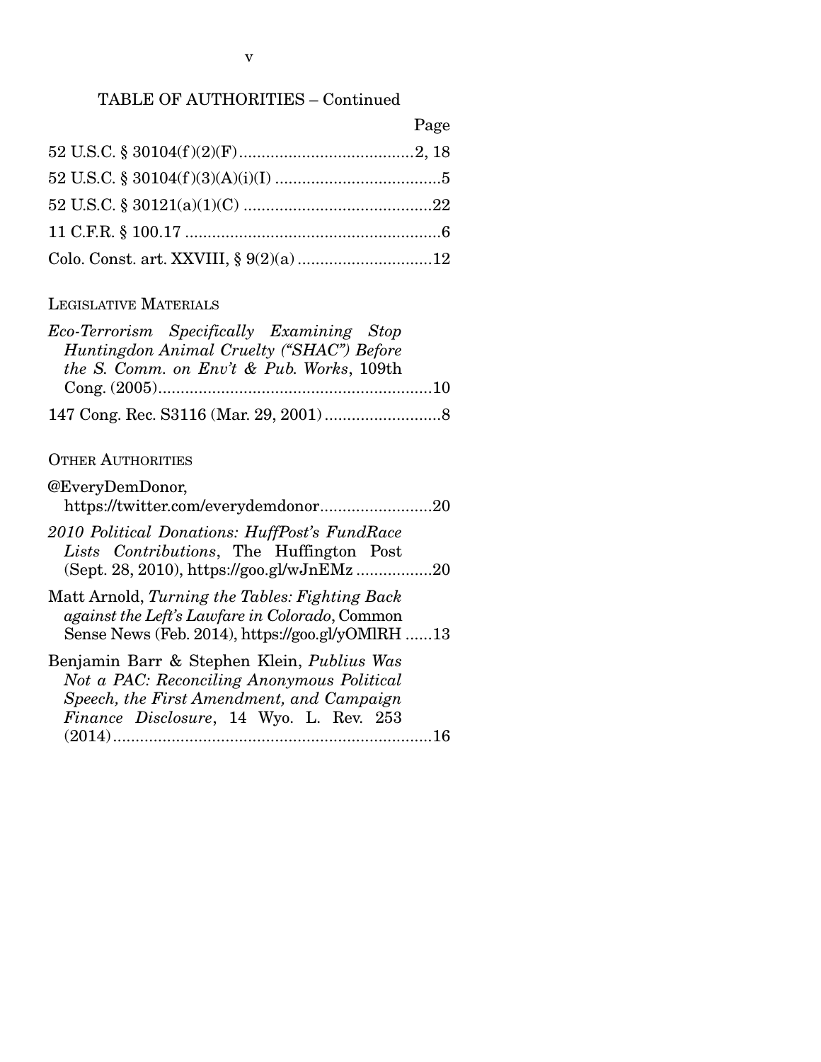TABLE OF AUTHORITIES – Continued

Page

52 U.S.C. § 30104(f)(2)(F) .......................................2, 18

52 U.S.C. § 30104(f)(3)(A)(i)(I) .....................................5

52 U.S.C. § 30121(a)(1)(C) ..........................................22

11 C.F.R. § 100.17 .........................................................6

Colo. Const. art. XXVIII, § 9(2)(a) ..............................12

LEGISLATIVE MATERIALS

*Eco-Terrorism Specifically Examining Stop Huntingdon Animal Cruelty ("SHAC") Before the S. Comm. on Env't & Pub. Works*, 109th Cong. (2005).............................................................10

147 Cong. Rec. S3116 (Mar. 29, 2001) ..........................8

OTHER AUTHORITIES

@EveryDemDonor, https://twitter.com/everydemdonor.........................20

*2010 Political Donations: HuffPost's FundRace Lists Contributions*, The Huffington Post (Sept. 28, 2010), https://goo.gl/wJnEMz .................20

Matt Arnold, *Turning the Tables: Fighting Back against the Left's Lawfare in Colorado*, Common Sense News (Feb. 2014), https://goo.gl/yOMlRH ......13

Benjamin Barr & Stephen Klein, *Publius Was Not a PAC: Reconciling Anonymous Political Speech, the First Amendment, and Campaign Finance Disclosure*, 14 Wyo. L. Rev. 253 (2014).......................................................................16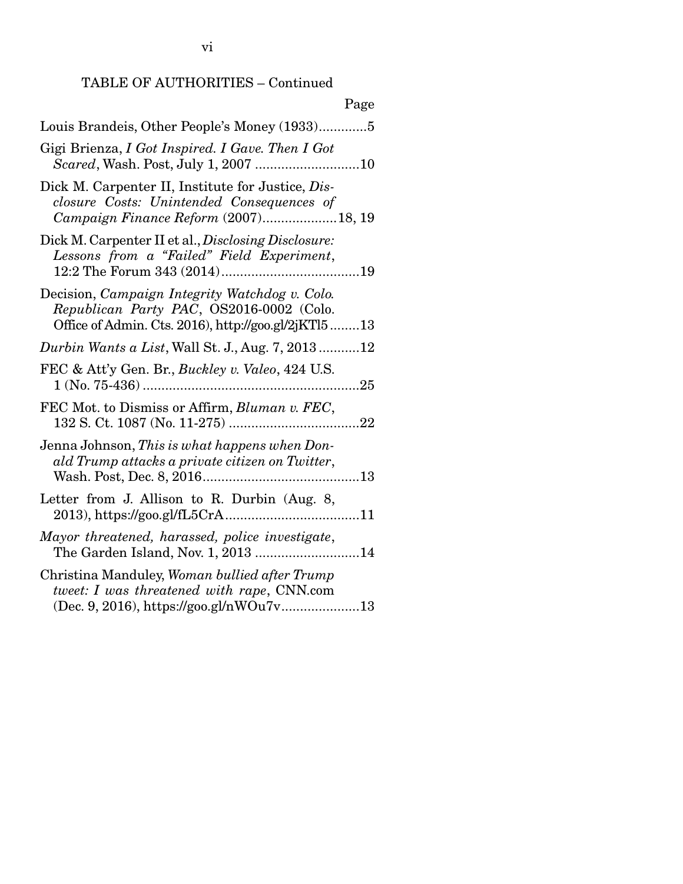TABLE OF AUTHORITIES – Continued

Page

Louis Brandeis, Other People's Money (1933).............5

Gigi Brienza, *I Got Inspired. I Gave. Then I Got Scared*, Wash. Post, July 1, 2007 ............................10

Dick M. Carpenter II, Institute for Justice, *Disclosure Costs: Unintended Consequences of Campaign Finance Reform* (2007)....................18, 19

Dick M. Carpenter II et al., *Disclosing Disclosure: Lessons from a "Failed" Field Experiment*, 12:2 The Forum 343 (2014).....................................19

Decision, *Campaign Integrity Watchdog v. Colo. Republican Party PAC*, OS2016-0002 (Colo. Office of Admin. Cts. 2016), http://goo.gl/2jKTl5........13

*Durbin Wants a List*, Wall St. J., Aug. 7, 2013...........12

FEC & Att'y Gen. Br., *Buckley v. Valeo*, 424 U.S. 1 (No. 75-436)..........................................................25

FEC Mot. to Dismiss or Affirm, *Bluman v. FEC*, 132 S. Ct. 1087 (No. 11-275)...................................22

Jenna Johnson, *This is what happens when Donald Trump attacks a private citizen on Twitter*, Wash. Post, Dec. 8, 2016..........................................13

Letter from J. Allison to R. Durbin (Aug. 8, 2013), https://goo.gl/fL5CrA....................................11

*Mayor threatened, harassed, police investigate*, The Garden Island, Nov. 1, 2013 ............................14

Christina Manduley, *Woman bullied after Trump tweet: I was threatened with rape*, CNN.com (Dec. 9, 2016), https://goo.gl/nWOu7v.....................13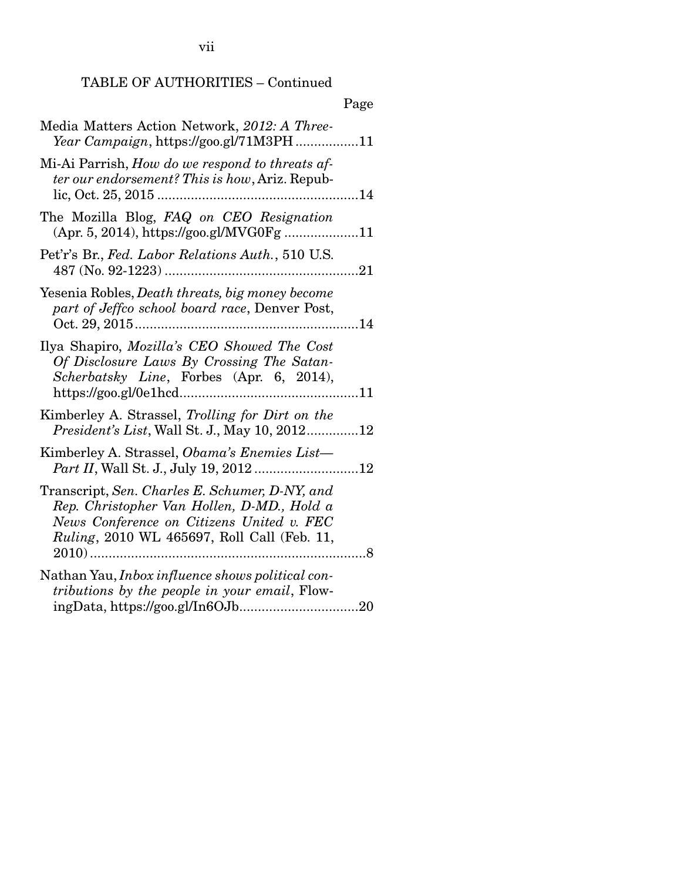TABLE OF AUTHORITIES – Continued

Page

Media Matters Action Network, *2012: A Three-Year Campaign*, https://goo.gl/71M3PH .................11

Mi-Ai Parrish, *How do we respond to threats after our endorsement? This is how*, Ariz. Republic, Oct. 25, 2015 .......................................................14

The Mozilla Blog, *FAQ on CEO Resignation* (Apr. 5, 2014), https://goo.gl/MVG0Fg ....................11

Pet'r's Br., *Fed. Labor Relations Auth.*, 510 U.S. 487 (No. 92-1223) ....................................................21

Yesenia Robles, *Death threats, big money become part of Jeffco school board race*, Denver Post, Oct. 29, 2015............................................................14

Ilya Shapiro, *Mozilla's CEO Showed The Cost Of Disclosure Laws By Crossing The Satan-Scherbatsky Line*, Forbes (Apr. 6, 2014), https://goo.gl/0e1hcd................................................11

Kimberley A. Strassel, *Trolling for Dirt on the President's List*, Wall St. J., May 10, 2012..............12

Kimberley A. Strassel, *Obama's Enemies List—Part II*, Wall St. J., July 19, 2012 ............................12

Transcript, *Sen. Charles E. Schumer, D-NY, and Rep. Christopher Van Hollen, D-MD., Hold a News Conference on Citizens United v. FEC Ruling*, 2010 WL 465697, Roll Call (Feb. 11, 2010)..........................................................................8

Nathan Yau, *Inbox influence shows political contributions by the people in your email*, FlowingData, https://goo.gl/In6OJb................................20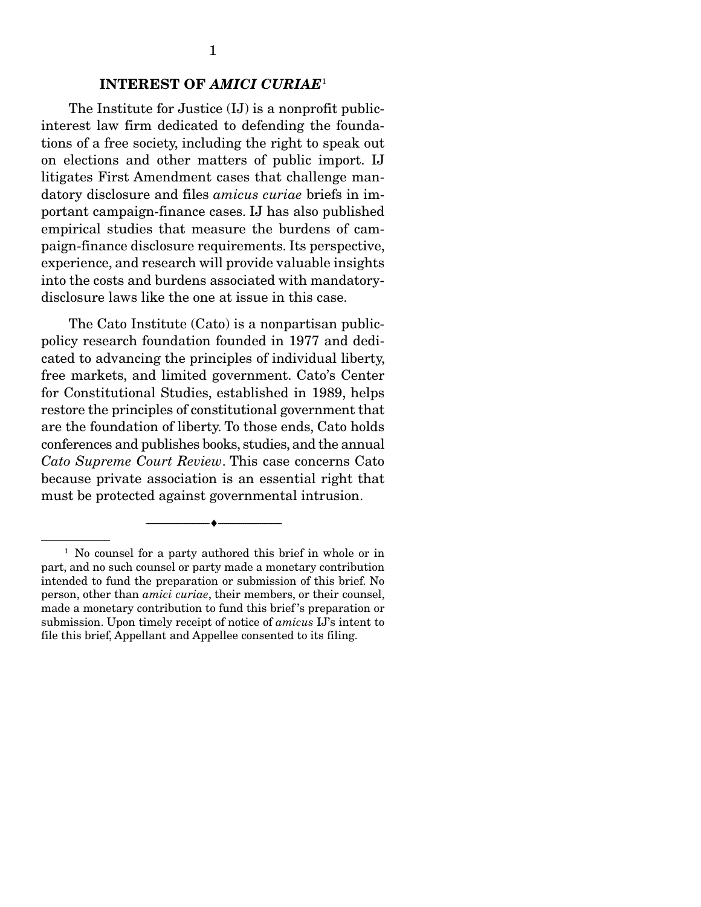## INTEREST OF *AMICI CURIAE*[1]

The Institute for Justice (IJ) is a nonprofit public-interest law firm dedicated to defending the foundations of a free society, including the right to speak out on elections and other matters of public import. IJ litigates First Amendment cases that challenge mandatory disclosure and files *amicus curiae* briefs in important campaign-finance cases. IJ has also published empirical studies that measure the burdens of campaign-finance disclosure requirements. Its perspective, experience, and research will provide valuable insights into the costs and burdens associated with mandatory-disclosure laws like the one at issue in this case.

The Cato Institute (Cato) is a nonpartisan public-policy research foundation founded in 1977 and dedicated to advancing the principles of individual liberty, free markets, and limited government. Cato's Center for Constitutional Studies, established in 1989, helps restore the principles of constitutional government that are the foundation of liberty. To those ends, Cato holds conferences and publishes books, studies, and the annual *Cato Supreme Court Review*. This case concerns Cato because private association is an essential right that must be protected against governmental intrusion.

---

[1] No counsel for a party authored this brief in whole or in part, and no such counsel or party made a monetary contribution intended to fund the preparation or submission of this brief. No person, other than *amici curiae*, their members, or their counsel, made a monetary contribution to fund this brief's preparation or submission. Upon timely receipt of notice of *amicus* IJ's intent to file this brief, Appellant and Appellee consented to its filing.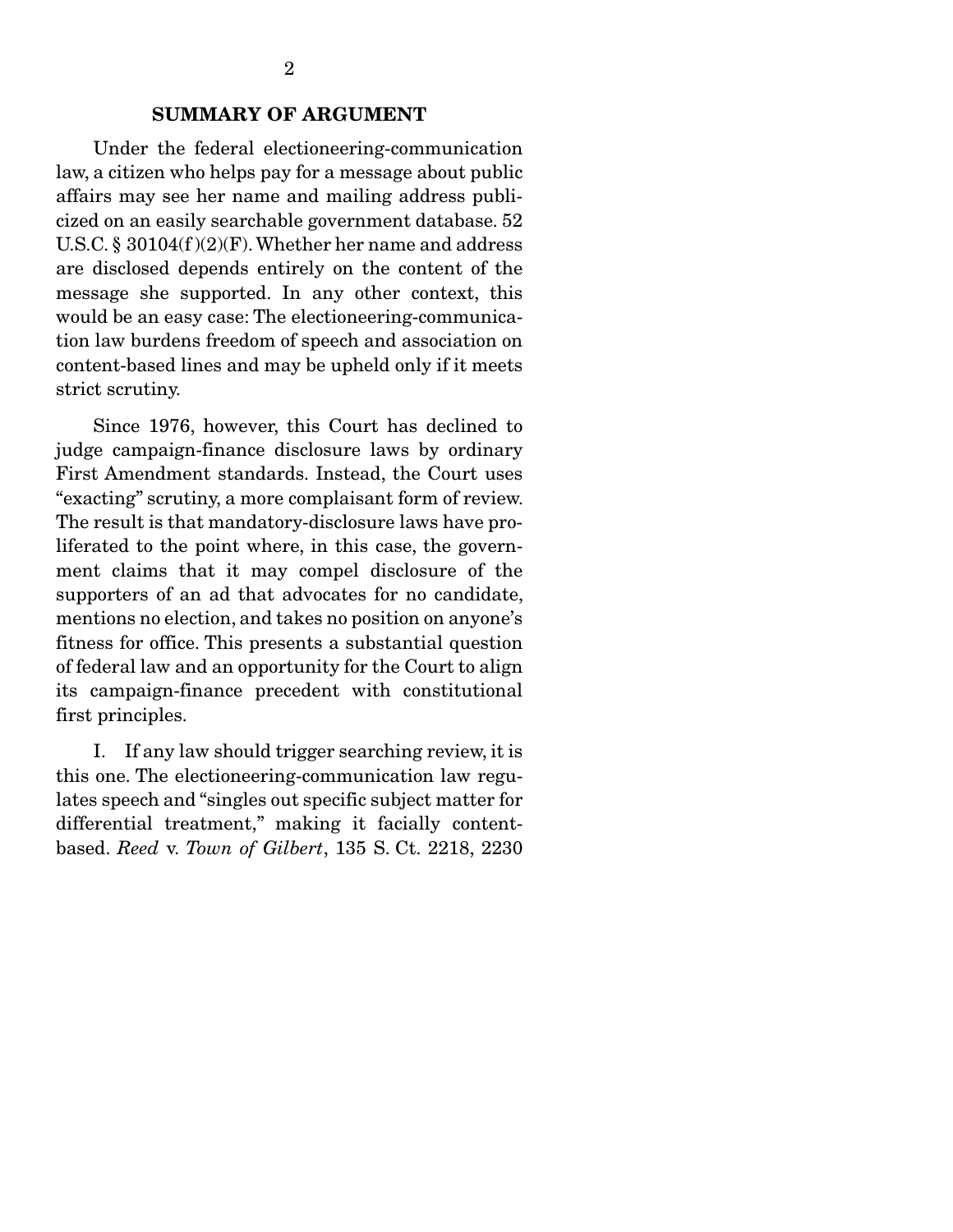## SUMMARY OF ARGUMENT

Under the federal electioneering-communication law, a citizen who helps pay for a message about public affairs may see her name and mailing address publicized on an easily searchable government database. 52 U.S.C. § 30104(f)(2)(F). Whether her name and address are disclosed depends entirely on the content of the message she supported. In any other context, this would be an easy case: The electioneering-communication law burdens freedom of speech and association on content-based lines and may be upheld only if it meets strict scrutiny.

Since 1976, however, this Court has declined to judge campaign-finance disclosure laws by ordinary First Amendment standards. Instead, the Court uses "exacting" scrutiny, a more complaisant form of review. The result is that mandatory-disclosure laws have proliferated to the point where, in this case, the government claims that it may compel disclosure of the supporters of an ad that advocates for no candidate, mentions no election, and takes no position on anyone's fitness for office. This presents a substantial question of federal law and an opportunity for the Court to align its campaign-finance precedent with constitutional first principles.

I. If any law should trigger searching review, it is this one. The electioneering-communication law regulates speech and "singles out specific subject matter for differential treatment," making it facially content-based. *Reed* v. *Town of Gilbert*, 135 S. Ct. 2218, 2230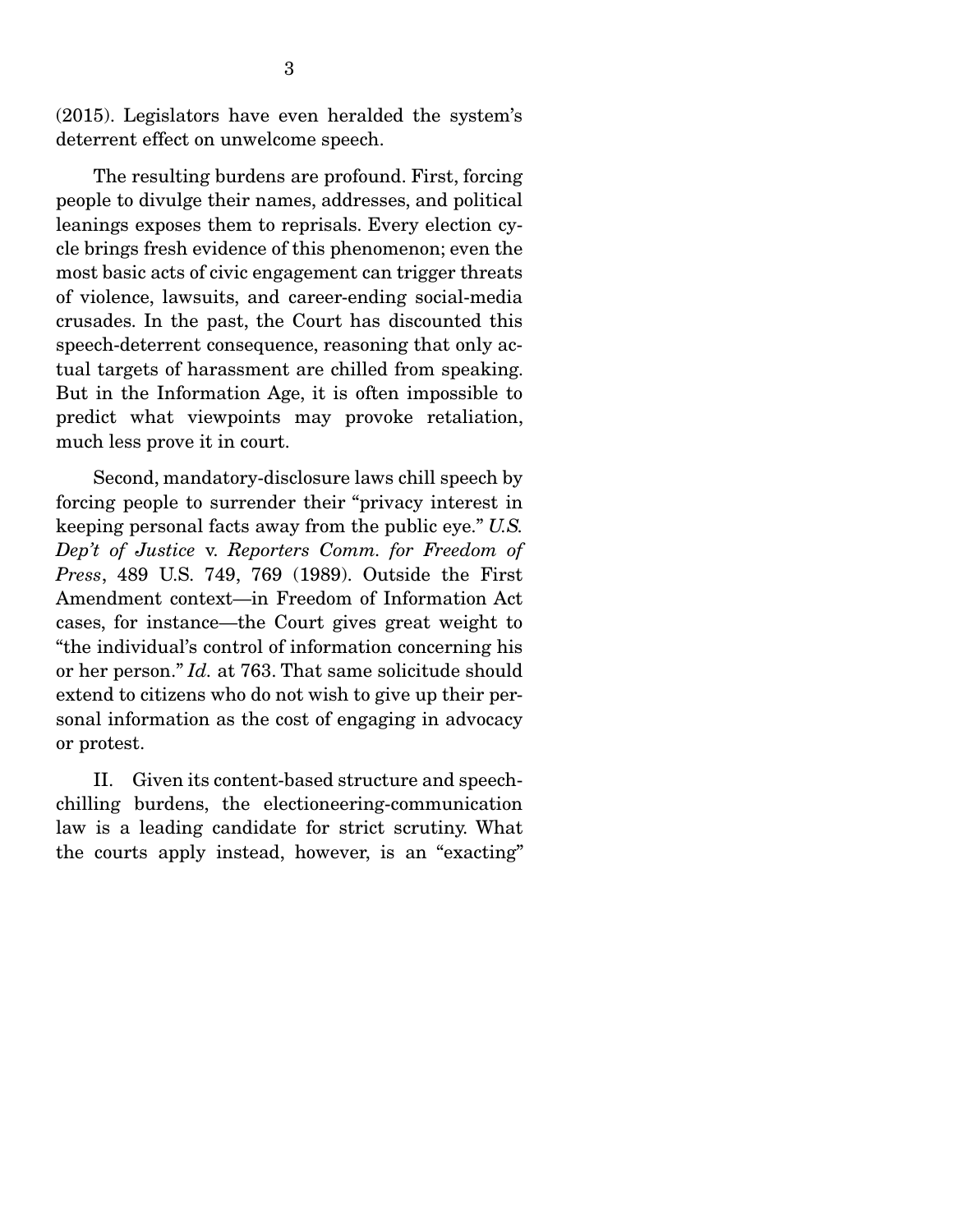(2015). Legislators have even heralded the system's deterrent effect on unwelcome speech.

The resulting burdens are profound. First, forcing people to divulge their names, addresses, and political leanings exposes them to reprisals. Every election cycle brings fresh evidence of this phenomenon; even the most basic acts of civic engagement can trigger threats of violence, lawsuits, and career-ending social-media crusades. In the past, the Court has discounted this speech-deterrent consequence, reasoning that only actual targets of harassment are chilled from speaking. But in the Information Age, it is often impossible to predict what viewpoints may provoke retaliation, much less prove it in court.

Second, mandatory-disclosure laws chill speech by forcing people to surrender their "privacy interest in keeping personal facts away from the public eye." *U.S. Dep't of Justice* v. *Reporters Comm. for Freedom of Press*, 489 U.S. 749, 769 (1989). Outside the First Amendment context—in Freedom of Information Act cases, for instance—the Court gives great weight to "the individual's control of information concerning his or her person." *Id.* at 763. That same solicitude should extend to citizens who do not wish to give up their personal information as the cost of engaging in advocacy or protest.

II. Given its content-based structure and speech-chilling burdens, the electioneering-communication law is a leading candidate for strict scrutiny. What the courts apply instead, however, is an "exacting"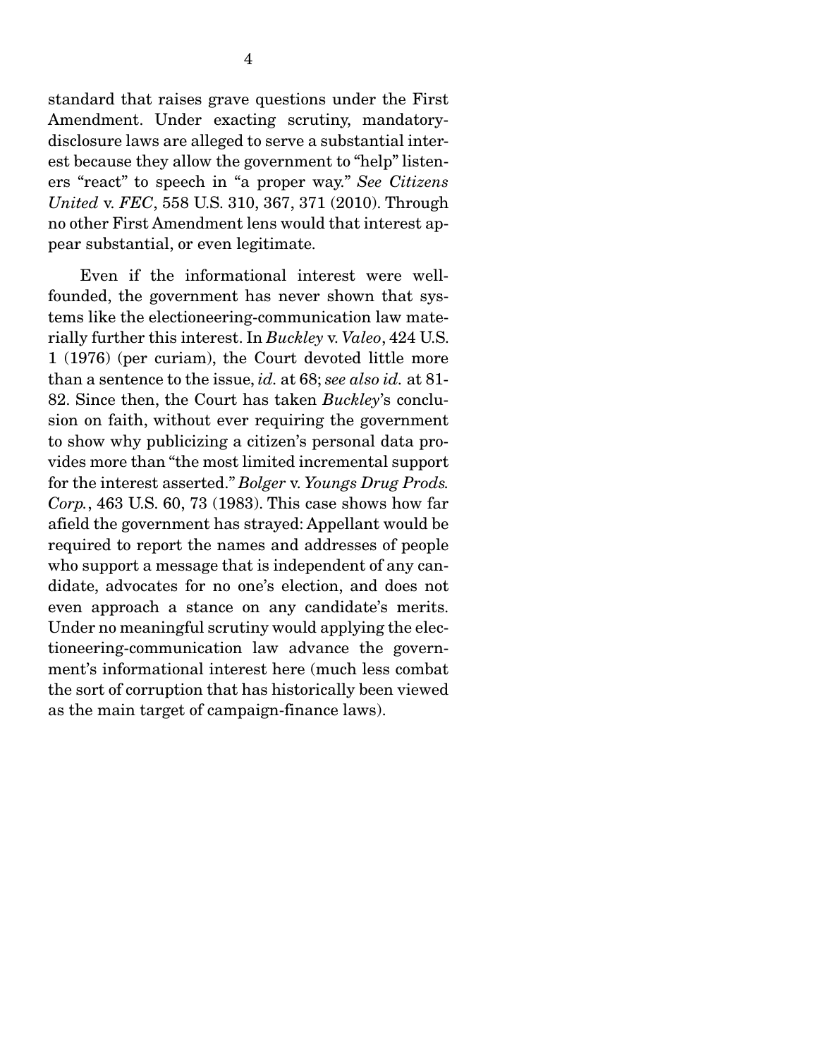standard that raises grave questions under the First Amendment. Under exacting scrutiny, mandatory-disclosure laws are alleged to serve a substantial interest because they allow the government to "help" listeners "react" to speech in "a proper way." *See Citizens United* v. *FEC*, 558 U.S. 310, 367, 371 (2010). Through no other First Amendment lens would that interest appear substantial, or even legitimate.

Even if the informational interest were well-founded, the government has never shown that systems like the electioneering-communication law materially further this interest. In *Buckley* v. *Valeo*, 424 U.S. 1 (1976) (per curiam), the Court devoted little more than a sentence to the issue, *id.* at 68; *see also id.* at 81-82. Since then, the Court has taken *Buckley*'s conclusion on faith, without ever requiring the government to show why publicizing a citizen's personal data provides more than "the most limited incremental support for the interest asserted." *Bolger* v. *Youngs Drug Prods. Corp.*, 463 U.S. 60, 73 (1983). This case shows how far afield the government has strayed: Appellant would be required to report the names and addresses of people who support a message that is independent of any candidate, advocates for no one's election, and does not even approach a stance on any candidate's merits. Under no meaningful scrutiny would applying the electioneering-communication law advance the government's informational interest here (much less combat the sort of corruption that has historically been viewed as the main target of campaign-finance laws).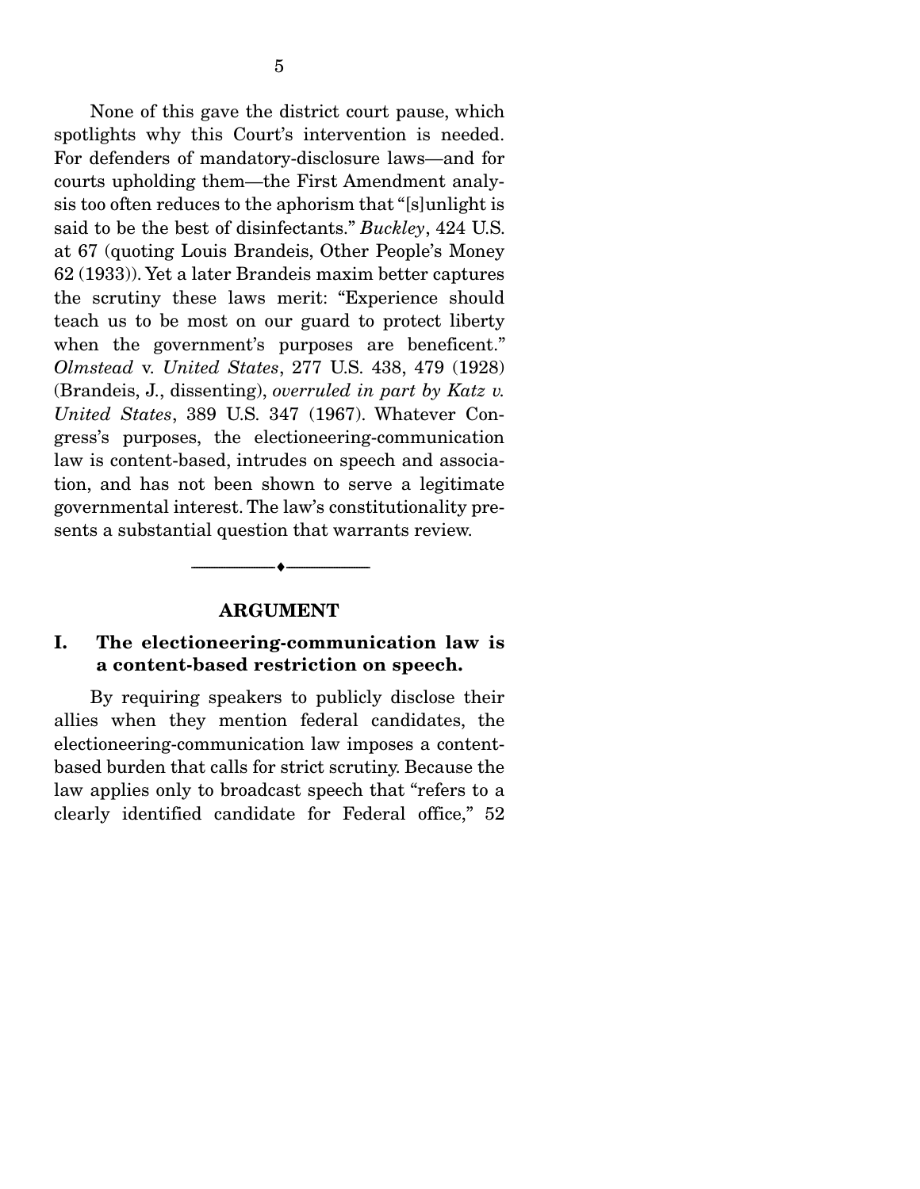None of this gave the district court pause, which spotlights why this Court's intervention is needed. For defenders of mandatory-disclosure laws—and for courts upholding them—the First Amendment analysis too often reduces to the aphorism that "[s]unlight is said to be the best of disinfectants." *Buckley*, 424 U.S. at 67 (quoting Louis Brandeis, Other People's Money 62 (1933)). Yet a later Brandeis maxim better captures the scrutiny these laws merit: "Experience should teach us to be most on our guard to protect liberty when the government's purposes are beneficent." *Olmstead* v. *United States*, 277 U.S. 438, 479 (1928) (Brandeis, J., dissenting), *overruled in part by Katz v. United States*, 389 U.S. 347 (1967). Whatever Congress's purposes, the electioneering-communication law is content-based, intrudes on speech and association, and has not been shown to serve a legitimate governmental interest. The law's constitutionality presents a substantial question that warrants review.

---

## ARGUMENT

### I. The electioneering-communication law is a content-based restriction on speech.

By requiring speakers to publicly disclose their allies when they mention federal candidates, the electioneering-communication law imposes a content-based burden that calls for strict scrutiny. Because the law applies only to broadcast speech that "refers to a clearly identified candidate for Federal office," 52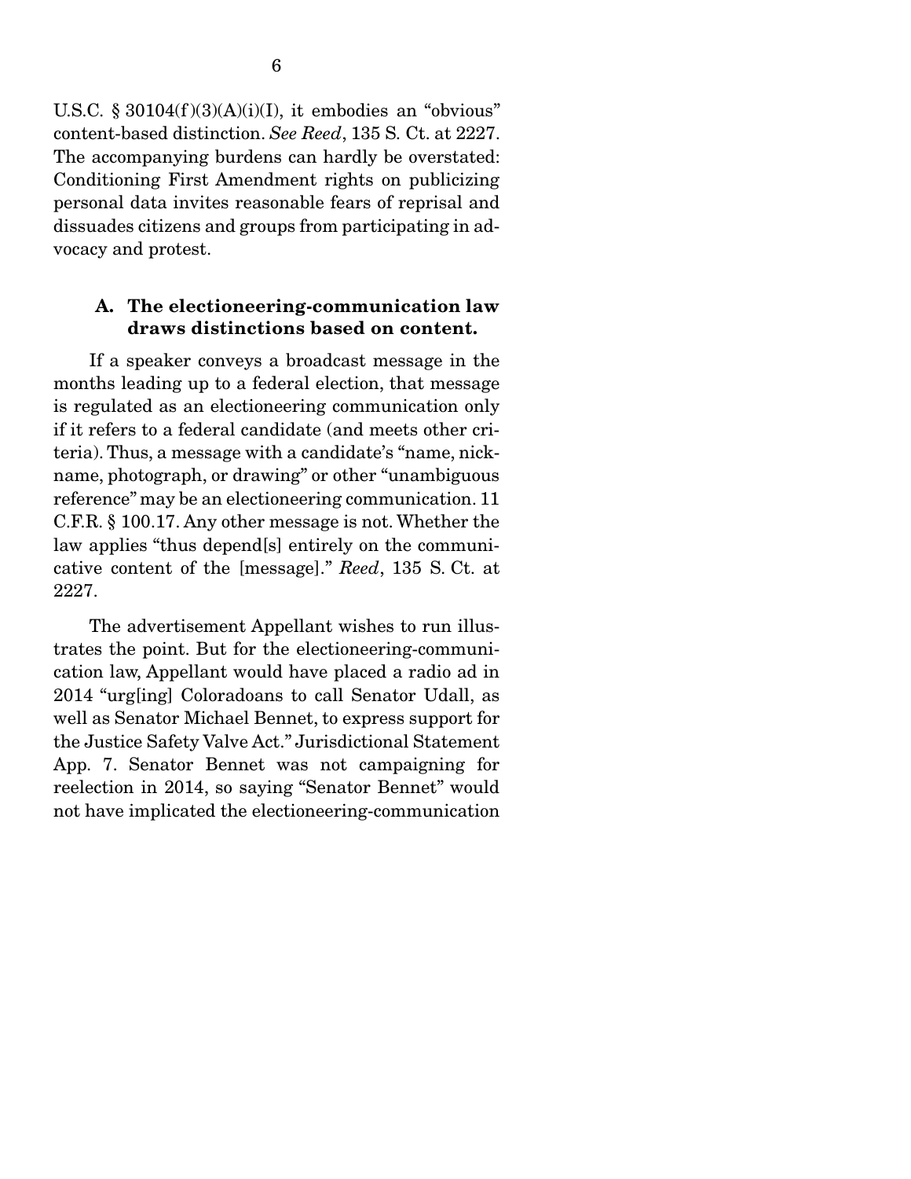U.S.C. § 30104(f)(3)(A)(i)(I), it embodies an "obvious" content-based distinction. *See Reed*, 135 S. Ct. at 2227. The accompanying burdens can hardly be overstated: Conditioning First Amendment rights on publicizing personal data invites reasonable fears of reprisal and dissuades citizens and groups from participating in advocacy and protest.

### A. The electioneering-communication law draws distinctions based on content.

If a speaker conveys a broadcast message in the months leading up to a federal election, that message is regulated as an electioneering communication only if it refers to a federal candidate (and meets other criteria). Thus, a message with a candidate's "name, nickname, photograph, or drawing" or other "unambiguous reference" may be an electioneering communication. 11 C.F.R. § 100.17. Any other message is not. Whether the law applies "thus depend[s] entirely on the communicative content of the [message]." *Reed*, 135 S. Ct. at 2227.

The advertisement Appellant wishes to run illustrates the point. But for the electioneering-communication law, Appellant would have placed a radio ad in 2014 "urg[ing] Coloradoans to call Senator Udall, as well as Senator Michael Bennet, to express support for the Justice Safety Valve Act." Jurisdictional Statement App. 7. Senator Bennet was not campaigning for reelection in 2014, so saying "Senator Bennet" would not have implicated the electioneering-communication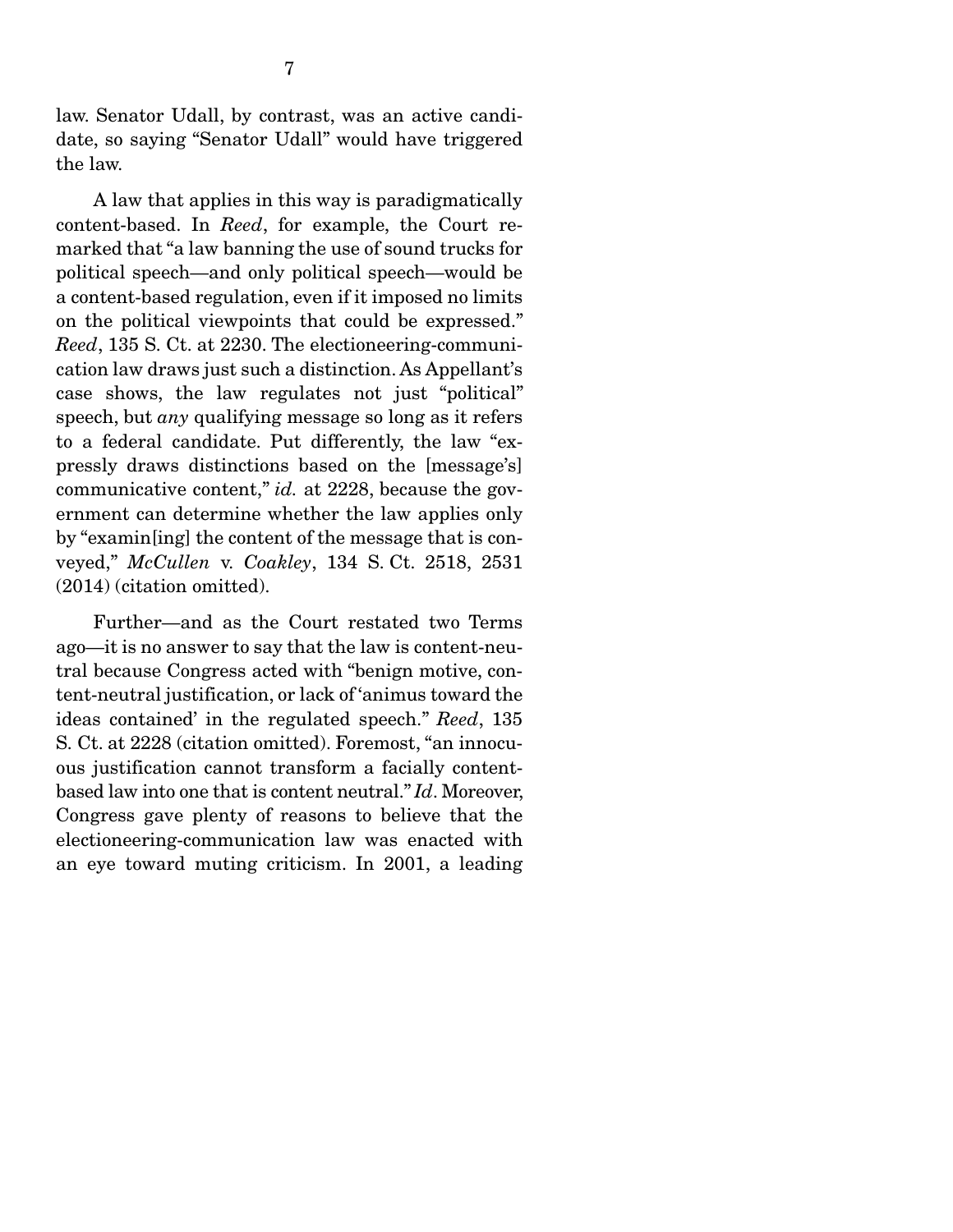law. Senator Udall, by contrast, was an active candidate, so saying "Senator Udall" would have triggered the law.

A law that applies in this way is paradigmatically content-based. In *Reed*, for example, the Court remarked that "a law banning the use of sound trucks for political speech—and only political speech—would be a content-based regulation, even if it imposed no limits on the political viewpoints that could be expressed." *Reed*, 135 S. Ct. at 2230. The electioneering-communication law draws just such a distinction. As Appellant's case shows, the law regulates not just "political" speech, but *any* qualifying message so long as it refers to a federal candidate. Put differently, the law "expressly draws distinctions based on the [message's] communicative content," *id.* at 2228, because the government can determine whether the law applies only by "examin[ing] the content of the message that is conveyed," *McCullen* v. *Coakley*, 134 S. Ct. 2518, 2531 (2014) (citation omitted).

Further—and as the Court restated two Terms ago—it is no answer to say that the law is content-neutral because Congress acted with "benign motive, content-neutral justification, or lack of 'animus toward the ideas contained' in the regulated speech." *Reed*, 135 S. Ct. at 2228 (citation omitted). Foremost, "an innocuous justification cannot transform a facially content-based law into one that is content neutral." *Id*. Moreover, Congress gave plenty of reasons to believe that the electioneering-communication law was enacted with an eye toward muting criticism. In 2001, a leading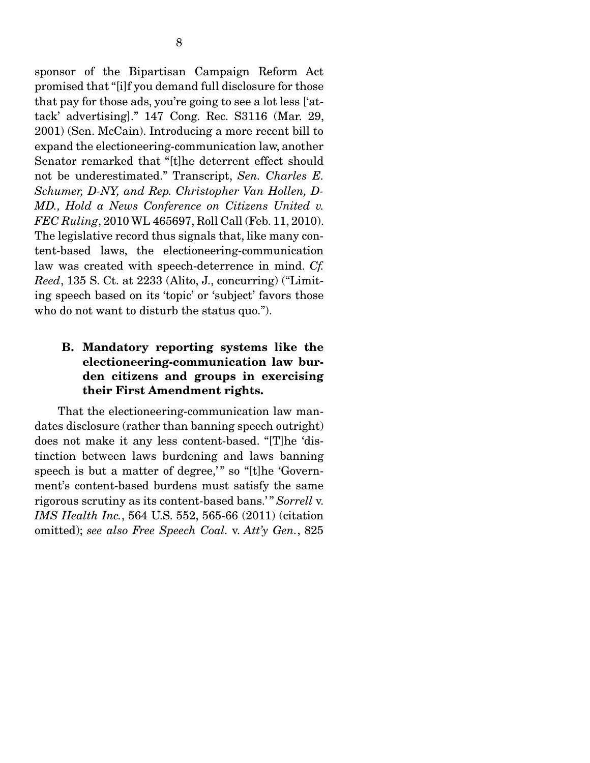sponsor of the Bipartisan Campaign Reform Act promised that "[i]f you demand full disclosure for those that pay for those ads, you're going to see a lot less ['attack' advertising]." 147 Cong. Rec. S3116 (Mar. 29, 2001) (Sen. McCain). Introducing a more recent bill to expand the electioneering-communication law, another Senator remarked that "[t]he deterrent effect should not be underestimated." Transcript, *Sen. Charles E. Schumer, D-NY, and Rep. Christopher Van Hollen, D-MD., Hold a News Conference on Citizens United v. FEC Ruling*, 2010 WL 465697, Roll Call (Feb. 11, 2010). The legislative record thus signals that, like many content-based laws, the electioneering-communication law was created with speech-deterrence in mind. *Cf. Reed*, 135 S. Ct. at 2233 (Alito, J., concurring) ("Limiting speech based on its 'topic' or 'subject' favors those who do not want to disturb the status quo.").

### B. Mandatory reporting systems like the electioneering-communication law burden citizens and groups in exercising their First Amendment rights.

That the electioneering-communication law mandates disclosure (rather than banning speech outright) does not make it any less content-based. "[T]he 'distinction between laws burdening and laws banning speech is but a matter of degree,'" so "[t]he 'Government's content-based burdens must satisfy the same rigorous scrutiny as its content-based bans.'" *Sorrell* v. *IMS Health Inc.*, 564 U.S. 552, 565-66 (2011) (citation omitted); *see also Free Speech Coal.* v. *Att'y Gen.*, 825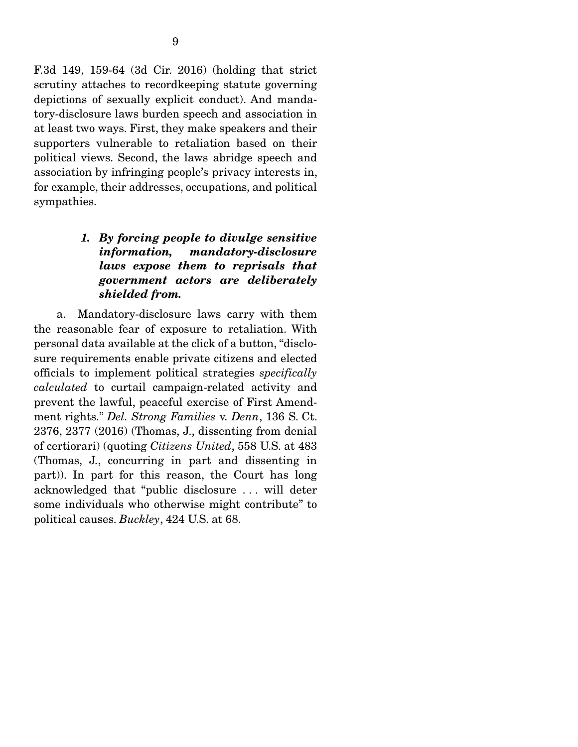F.3d 149, 159-64 (3d Cir. 2016) (holding that strict scrutiny attaches to recordkeeping statute governing depictions of sexually explicit conduct). And mandatory-disclosure laws burden speech and association in at least two ways. First, they make speakers and their supporters vulnerable to retaliation based on their political views. Second, the laws abridge speech and association by infringing people's privacy interests in, for example, their addresses, occupations, and political sympathies.

### *1. By forcing people to divulge sensitive information, mandatory-disclosure laws expose them to reprisals that government actors are deliberately shielded from.*

a. Mandatory-disclosure laws carry with them the reasonable fear of exposure to retaliation. With personal data available at the click of a button, "disclosure requirements enable private citizens and elected officials to implement political strategies *specifically calculated* to curtail campaign-related activity and prevent the lawful, peaceful exercise of First Amendment rights." *Del. Strong Families* v. *Denn*, 136 S. Ct. 2376, 2377 (2016) (Thomas, J., dissenting from denial of certiorari) (quoting *Citizens United*, 558 U.S. at 483 (Thomas, J., concurring in part and dissenting in part)). In part for this reason, the Court has long acknowledged that "public disclosure . . . will deter some individuals who otherwise might contribute" to political causes. *Buckley*, 424 U.S. at 68.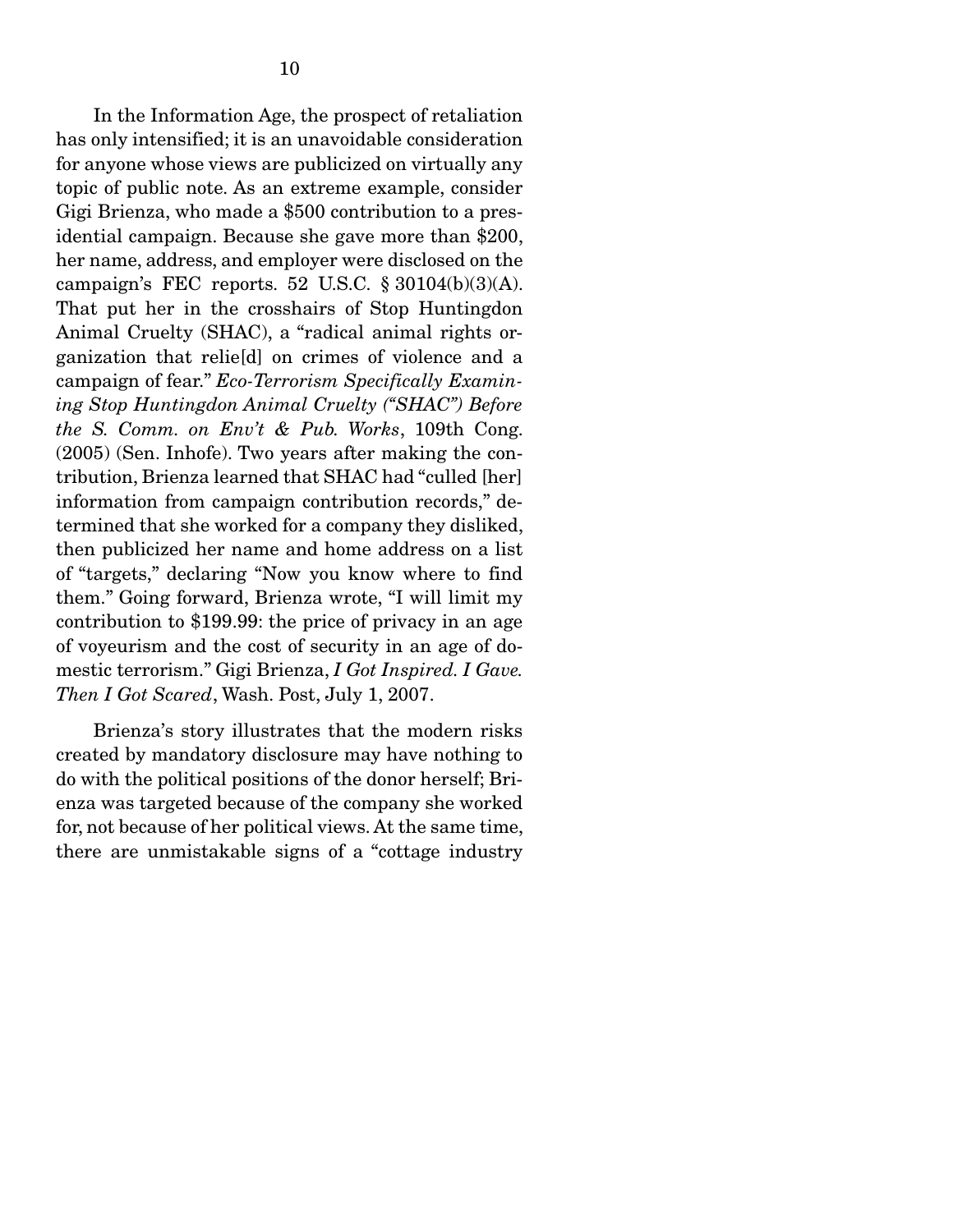In the Information Age, the prospect of retaliation has only intensified; it is an unavoidable consideration for anyone whose views are publicized on virtually any topic of public note. As an extreme example, consider Gigi Brienza, who made a $500 contribution to a presidential campaign. Because she gave more than $200, her name, address, and employer were disclosed on the campaign's FEC reports. 52 U.S.C. § 30104(b)(3)(A). That put her in the crosshairs of Stop Huntingdon Animal Cruelty (SHAC), a "radical animal rights organization that relie[d] on crimes of violence and a campaign of fear." *Eco-Terrorism Specifically Examining Stop Huntingdon Animal Cruelty ("SHAC") Before the S. Comm. on Env't & Pub. Works*, 109th Cong. (2005) (Sen. Inhofe). Two years after making the contribution, Brienza learned that SHAC had "culled [her] information from campaign contribution records," determined that she worked for a company they disliked, then publicized her name and home address on a list of "targets," declaring "Now you know where to find them." Going forward, Brienza wrote, "I will limit my contribution to $199.99: the price of privacy in an age of voyeurism and the cost of security in an age of domestic terrorism." Gigi Brienza, *I Got Inspired. I Gave. Then I Got Scared*, Wash. Post, July 1, 2007.

Brienza's story illustrates that the modern risks created by mandatory disclosure may have nothing to do with the political positions of the donor herself; Brienza was targeted because of the company she worked for, not because of her political views. At the same time, there are unmistakable signs of a "cottage industry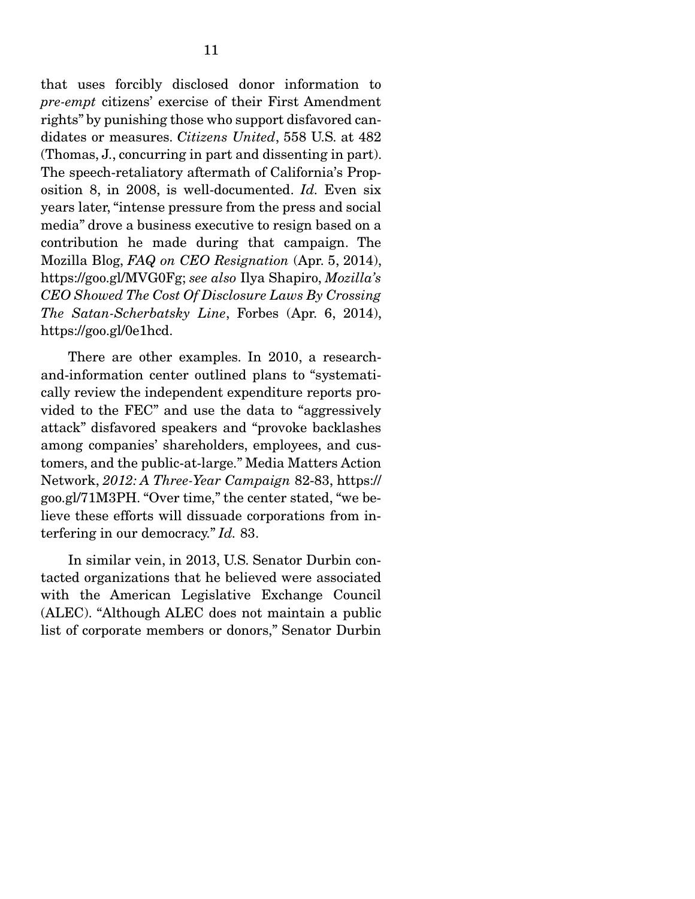that uses forcibly disclosed donor information to *pre-empt* citizens' exercise of their First Amendment rights" by punishing those who support disfavored candidates or measures. *Citizens United*, 558 U.S. at 482 (Thomas, J., concurring in part and dissenting in part). The speech-retaliatory aftermath of California's Proposition 8, in 2008, is well-documented. *Id.* Even six years later, "intense pressure from the press and social media" drove a business executive to resign based on a contribution he made during that campaign. The Mozilla Blog, *FAQ on CEO Resignation* (Apr. 5, 2014), https://goo.gl/MVG0Fg; *see also* Ilya Shapiro, *Mozilla's CEO Showed The Cost Of Disclosure Laws By Crossing The Satan-Scherbatsky Line*, Forbes (Apr. 6, 2014), https://goo.gl/0e1hcd.

There are other examples. In 2010, a research-and-information center outlined plans to "systematically review the independent expenditure reports provided to the FEC" and use the data to "aggressively attack" disfavored speakers and "provoke backlashes among companies' shareholders, employees, and customers, and the public-at-large." Media Matters Action Network, *2012: A Three-Year Campaign* 82-83, https://goo.gl/71M3PH. "Over time," the center stated, "we believe these efforts will dissuade corporations from interfering in our democracy." *Id.* 83.

In similar vein, in 2013, U.S. Senator Durbin contacted organizations that he believed were associated with the American Legislative Exchange Council (ALEC). "Although ALEC does not maintain a public list of corporate members or donors," Senator Durbin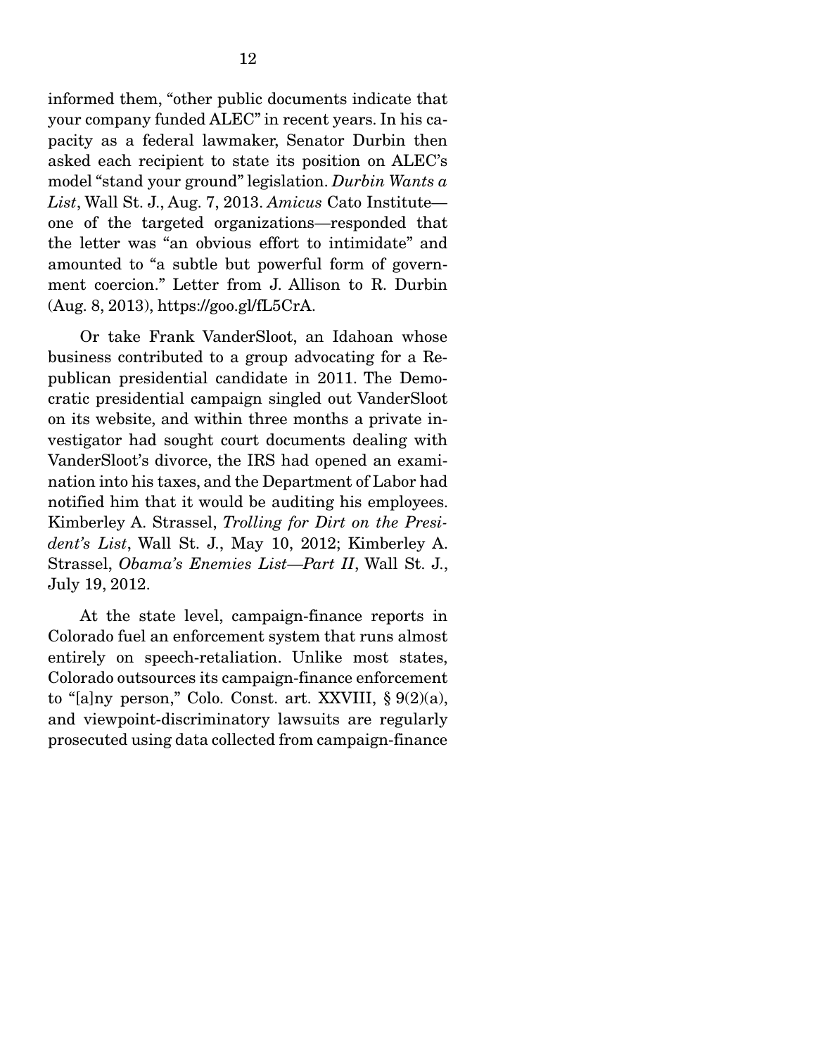informed them, "other public documents indicate that your company funded ALEC" in recent years. In his capacity as a federal lawmaker, Senator Durbin then asked each recipient to state its position on ALEC's model "stand your ground" legislation. *Durbin Wants a List*, Wall St. J., Aug. 7, 2013. *Amicus* Cato Institute—one of the targeted organizations—responded that the letter was "an obvious effort to intimidate" and amounted to "a subtle but powerful form of government coercion." Letter from J. Allison to R. Durbin (Aug. 8, 2013), https://goo.gl/fL5CrA.

Or take Frank VanderSloot, an Idahoan whose business contributed to a group advocating for a Republican presidential candidate in 2011. The Democratic presidential campaign singled out VanderSloot on its website, and within three months a private investigator had sought court documents dealing with VanderSloot's divorce, the IRS had opened an examination into his taxes, and the Department of Labor had notified him that it would be auditing his employees. Kimberley A. Strassel, *Trolling for Dirt on the President's List*, Wall St. J., May 10, 2012; Kimberley A. Strassel, *Obama's Enemies List—Part II*, Wall St. J., July 19, 2012.

At the state level, campaign-finance reports in Colorado fuel an enforcement system that runs almost entirely on speech-retaliation. Unlike most states, Colorado outsources its campaign-finance enforcement to "[a]ny person," Colo. Const. art. XXVIII, § 9(2)(a), and viewpoint-discriminatory lawsuits are regularly prosecuted using data collected from campaign-finance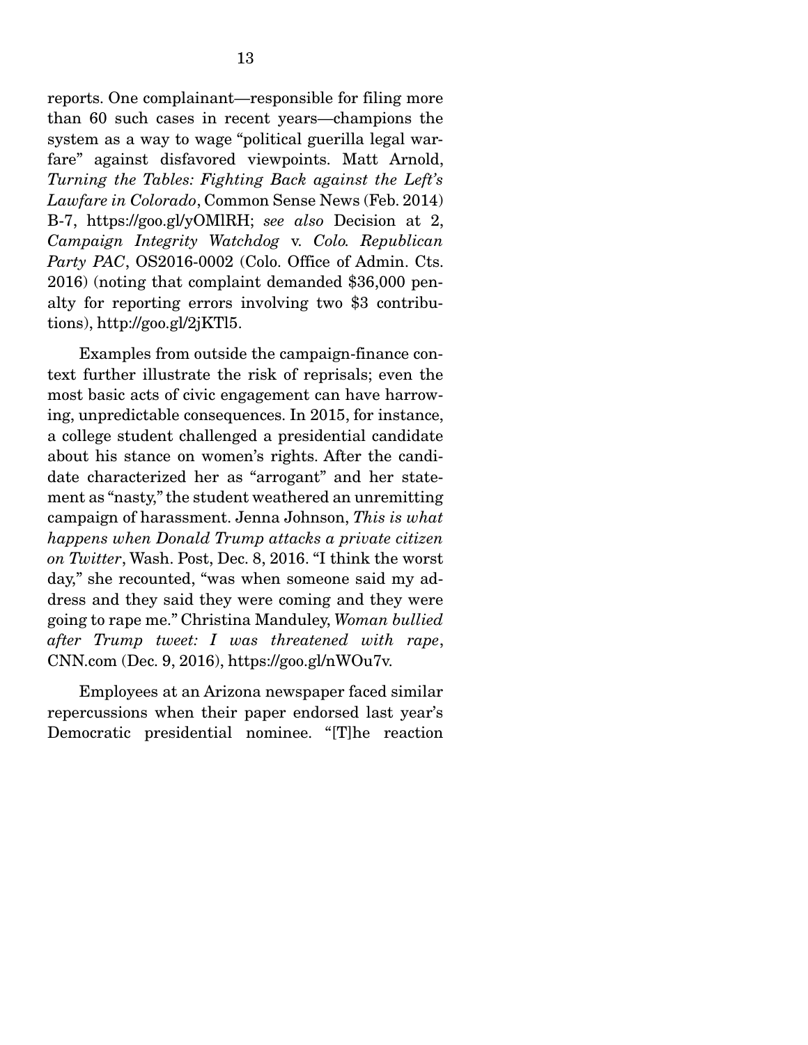reports. One complainant—responsible for filing more than 60 such cases in recent years—champions the system as a way to wage "political guerilla legal warfare" against disfavored viewpoints. Matt Arnold, *Turning the Tables: Fighting Back against the Left's Lawfare in Colorado*, Common Sense News (Feb. 2014) B-7, https://goo.gl/yOMlRH; *see also* Decision at 2, *Campaign Integrity Watchdog* v. *Colo. Republican Party PAC*, OS2016-0002 (Colo. Office of Admin. Cts. 2016) (noting that complaint demanded $36,000 penalty for reporting errors involving two $3 contributions), http://goo.gl/2jKTl5.

Examples from outside the campaign-finance context further illustrate the risk of reprisals; even the most basic acts of civic engagement can have harrowing, unpredictable consequences. In 2015, for instance, a college student challenged a presidential candidate about his stance on women's rights. After the candidate characterized her as "arrogant" and her statement as "nasty," the student weathered an unremitting campaign of harassment. Jenna Johnson, *This is what happens when Donald Trump attacks a private citizen on Twitter*, Wash. Post, Dec. 8, 2016. "I think the worst day," she recounted, "was when someone said my address and they said they were coming and they were going to rape me." Christina Manduley, *Woman bullied after Trump tweet: I was threatened with rape*, CNN.com (Dec. 9, 2016), https://goo.gl/nWOu7v.

Employees at an Arizona newspaper faced similar repercussions when their paper endorsed last year's Democratic presidential nominee. "[T]he reaction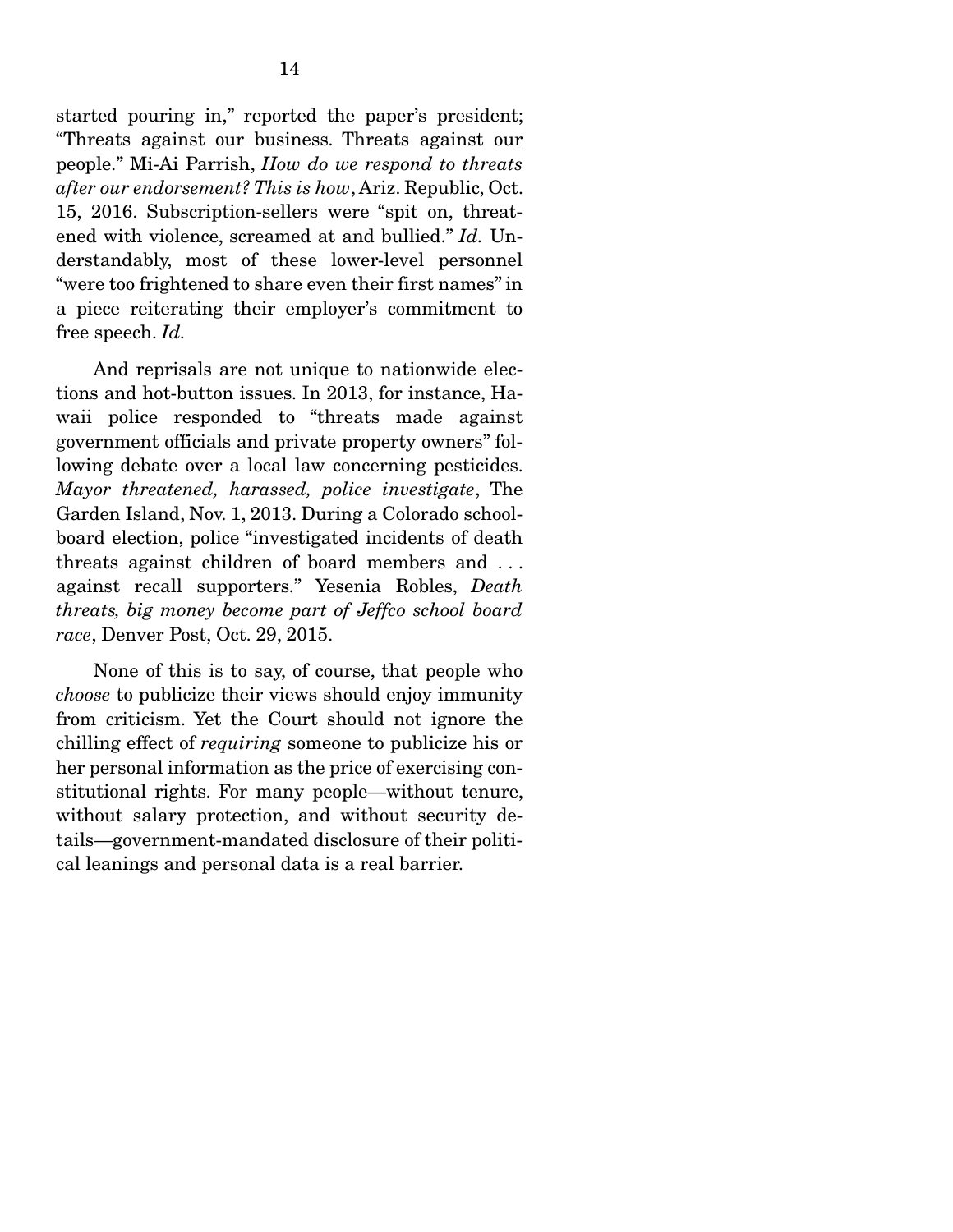started pouring in," reported the paper's president; "Threats against our business. Threats against our people." Mi-Ai Parrish, *How do we respond to threats after our endorsement? This is how*, Ariz. Republic, Oct. 15, 2016. Subscription-sellers were "spit on, threatened with violence, screamed at and bullied." *Id.* Understandably, most of these lower-level personnel "were too frightened to share even their first names" in a piece reiterating their employer's commitment to free speech. *Id.*

And reprisals are not unique to nationwide elections and hot-button issues. In 2013, for instance, Hawaii police responded to "threats made against government officials and private property owners" following debate over a local law concerning pesticides. *Mayor threatened, harassed, police investigate*, The Garden Island, Nov. 1, 2013. During a Colorado school-board election, police "investigated incidents of death threats against children of board members and . . . against recall supporters." Yesenia Robles, *Death threats, big money become part of Jeffco school board race*, Denver Post, Oct. 29, 2015.

None of this is to say, of course, that people who *choose* to publicize their views should enjoy immunity from criticism. Yet the Court should not ignore the chilling effect of *requiring* someone to publicize his or her personal information as the price of exercising constitutional rights. For many people—without tenure, without salary protection, and without security details—government-mandated disclosure of their political leanings and personal data is a real barrier.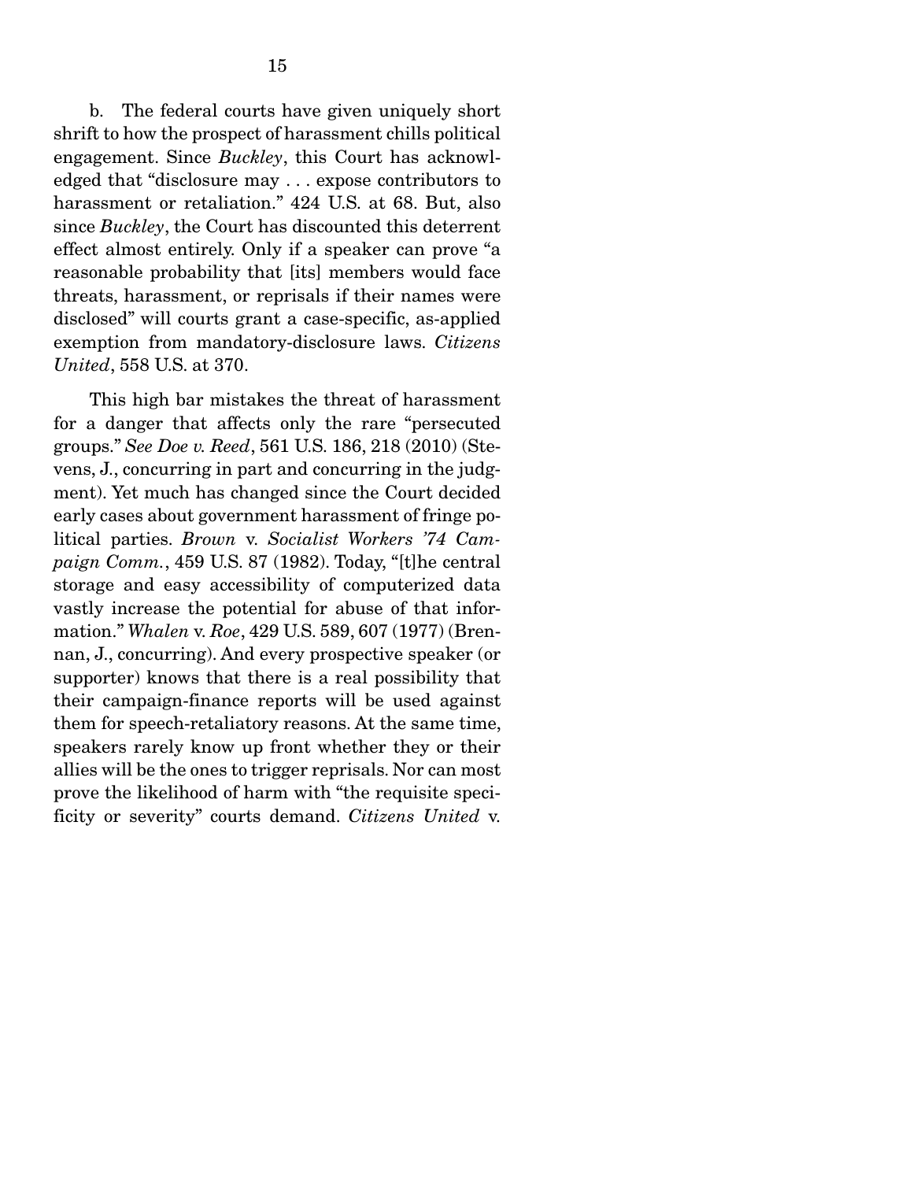b. The federal courts have given uniquely short shrift to how the prospect of harassment chills political engagement. Since *Buckley*, this Court has acknowledged that "disclosure may . . . expose contributors to harassment or retaliation." 424 U.S. at 68. But, also since *Buckley*, the Court has discounted this deterrent effect almost entirely. Only if a speaker can prove "a reasonable probability that [its] members would face threats, harassment, or reprisals if their names were disclosed" will courts grant a case-specific, as-applied exemption from mandatory-disclosure laws. *Citizens United*, 558 U.S. at 370.

This high bar mistakes the threat of harassment for a danger that affects only the rare "persecuted groups." *See Doe v. Reed*, 561 U.S. 186, 218 (2010) (Stevens, J., concurring in part and concurring in the judgment). Yet much has changed since the Court decided early cases about government harassment of fringe political parties. *Brown* v. *Socialist Workers '74 Campaign Comm.*, 459 U.S. 87 (1982). Today, "[t]he central storage and easy accessibility of computerized data vastly increase the potential for abuse of that information." *Whalen* v. *Roe*, 429 U.S. 589, 607 (1977) (Brennan, J., concurring). And every prospective speaker (or supporter) knows that there is a real possibility that their campaign-finance reports will be used against them for speech-retaliatory reasons. At the same time, speakers rarely know up front whether they or their allies will be the ones to trigger reprisals. Nor can most prove the likelihood of harm with "the requisite specificity or severity" courts demand. *Citizens United* v.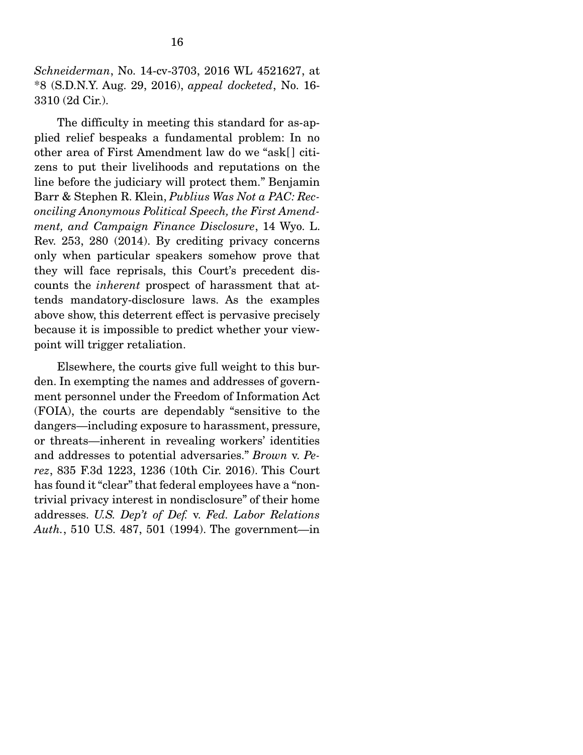*Schneiderman*, No. 14-cv-3703, 2016 WL 4521627, at *8 (S.D.N.Y. Aug. 29, 2016), *appeal docketed*, No. 16-3310 (2d Cir.).

The difficulty in meeting this standard for as-applied relief bespeaks a fundamental problem: In no other area of First Amendment law do we "ask[] citizens to put their livelihoods and reputations on the line before the judiciary will protect them." Benjamin Barr & Stephen R. Klein, *Publius Was Not a PAC: Reconciling Anonymous Political Speech, the First Amendment, and Campaign Finance Disclosure*, 14 Wyo. L. Rev. 253, 280 (2014). By crediting privacy concerns only when particular speakers somehow prove that they will face reprisals, this Court's precedent discounts the *inherent* prospect of harassment that attends mandatory-disclosure laws. As the examples above show, this deterrent effect is pervasive precisely because it is impossible to predict whether your viewpoint will trigger retaliation.

Elsewhere, the courts give full weight to this burden. In exempting the names and addresses of government personnel under the Freedom of Information Act (FOIA), the courts are dependably "sensitive to the dangers—including exposure to harassment, pressure, or threats—inherent in revealing workers' identities and addresses to potential adversaries." *Brown* v. *Perez*, 835 F.3d 1223, 1236 (10th Cir. 2016). This Court has found it "clear" that federal employees have a "nontrivial privacy interest in nondisclosure" of their home addresses. *U.S. Dep't of Def.* v. *Fed. Labor Relations Auth.*, 510 U.S. 487, 501 (1994). The government—in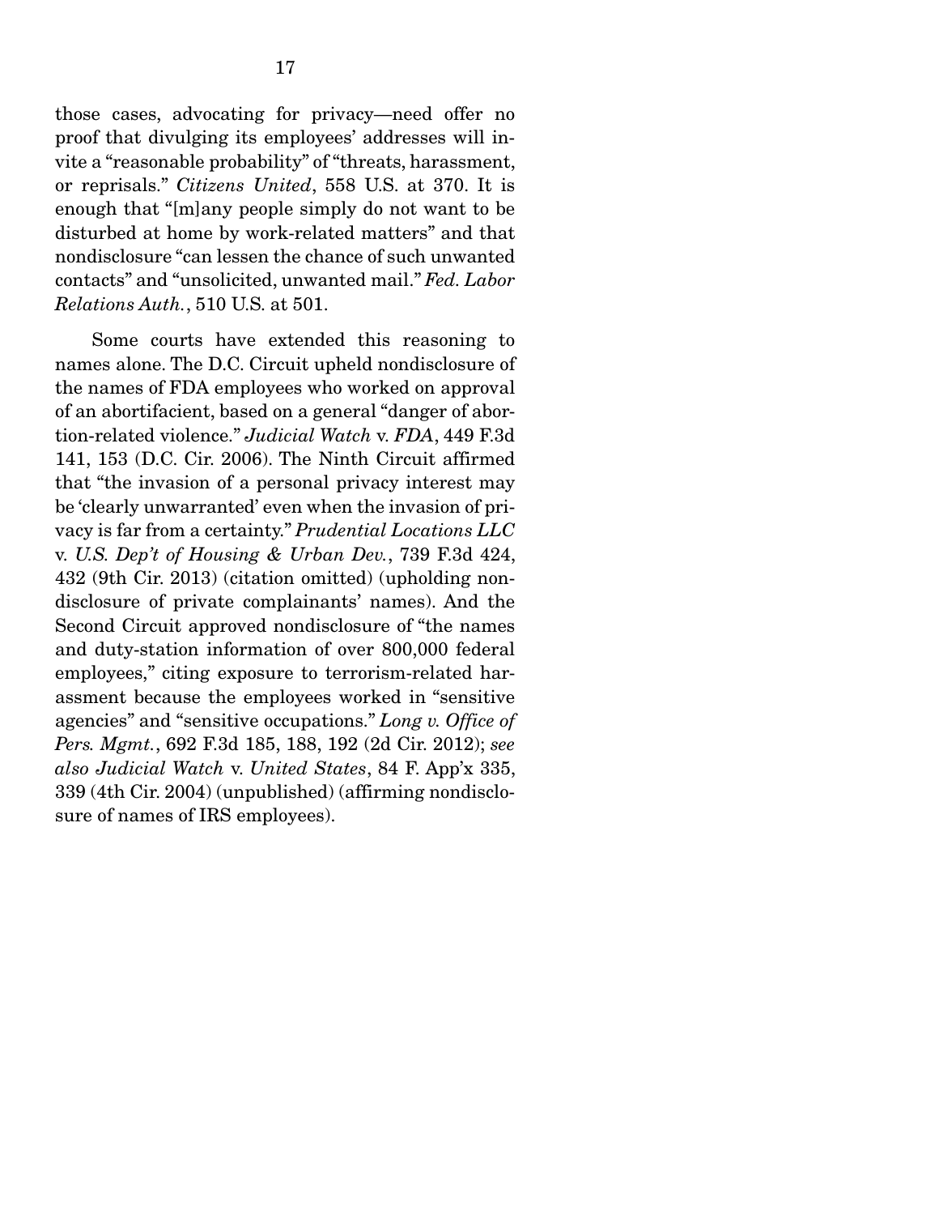those cases, advocating for privacy—need offer no proof that divulging its employees' addresses will invite a "reasonable probability" of "threats, harassment, or reprisals." *Citizens United*, 558 U.S. at 370. It is enough that "[m]any people simply do not want to be disturbed at home by work-related matters" and that nondisclosure "can lessen the chance of such unwanted contacts" and "unsolicited, unwanted mail." *Fed. Labor Relations Auth.*, 510 U.S. at 501.

Some courts have extended this reasoning to names alone. The D.C. Circuit upheld nondisclosure of the names of FDA employees who worked on approval of an abortifacient, based on a general "danger of abortion-related violence." *Judicial Watch* v. *FDA*, 449 F.3d 141, 153 (D.C. Cir. 2006). The Ninth Circuit affirmed that "the invasion of a personal privacy interest may be 'clearly unwarranted' even when the invasion of privacy is far from a certainty." *Prudential Locations LLC* v. *U.S. Dep't of Housing & Urban Dev.*, 739 F.3d 424, 432 (9th Cir. 2013) (citation omitted) (upholding nondisclosure of private complainants' names). And the Second Circuit approved nondisclosure of "the names and duty-station information of over 800,000 federal employees," citing exposure to terrorism-related harassment because the employees worked in "sensitive agencies" and "sensitive occupations." *Long v. Office of Pers. Mgmt.*, 692 F.3d 185, 188, 192 (2d Cir. 2012); *see also Judicial Watch* v. *United States*, 84 F. App'x 335, 339 (4th Cir. 2004) (unpublished) (affirming nondisclosure of names of IRS employees).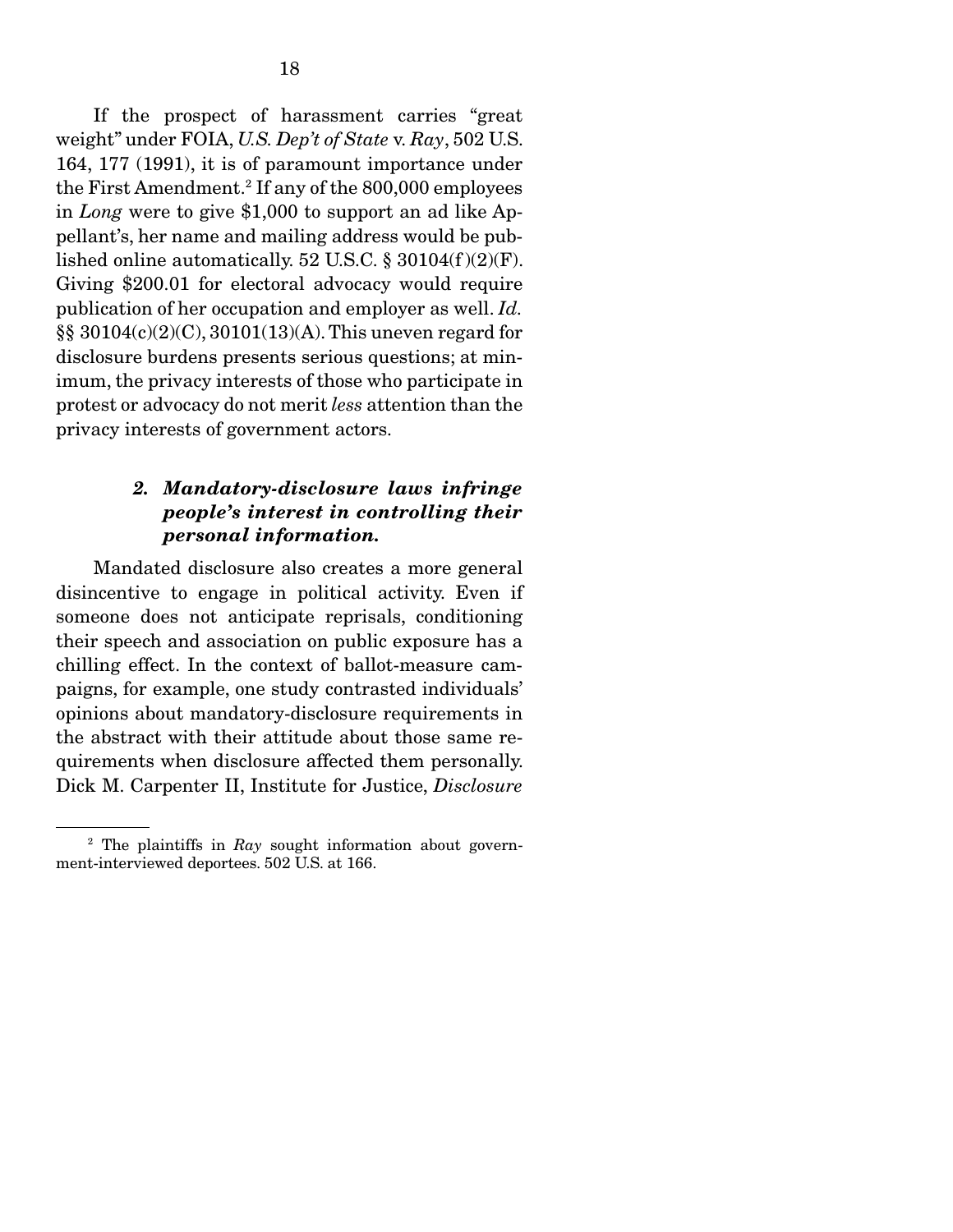If the prospect of harassment carries "great weight" under FOIA, *U.S. Dep't of State* v. *Ray*, 502 U.S. 164, 177 (1991), it is of paramount importance under the First Amendment.[2] If any of the 800,000 employees in *Long* were to give $1,000 to support an ad like Appellant's, her name and mailing address would be published online automatically. 52 U.S.C. § 30104(f)(2)(F). Giving $200.01 for electoral advocacy would require publication of her occupation and employer as well. *Id.* §§ 30104(c)(2)(C), 30101(13)(A). This uneven regard for disclosure burdens presents serious questions; at minimum, the privacy interests of those who participate in protest or advocacy do not merit *less* attention than the privacy interests of government actors.

### *2. Mandatory-disclosure laws infringe people's interest in controlling their personal information.*

Mandated disclosure also creates a more general disincentive to engage in political activity. Even if someone does not anticipate reprisals, conditioning their speech and association on public exposure has a chilling effect. In the context of ballot-measure campaigns, for example, one study contrasted individuals' opinions about mandatory-disclosure requirements in the abstract with their attitude about those same requirements when disclosure affected them personally. Dick M. Carpenter II, Institute for Justice, *Disclosure*

[2] The plaintiffs in *Ray* sought information about government-interviewed deportees. 502 U.S. at 166.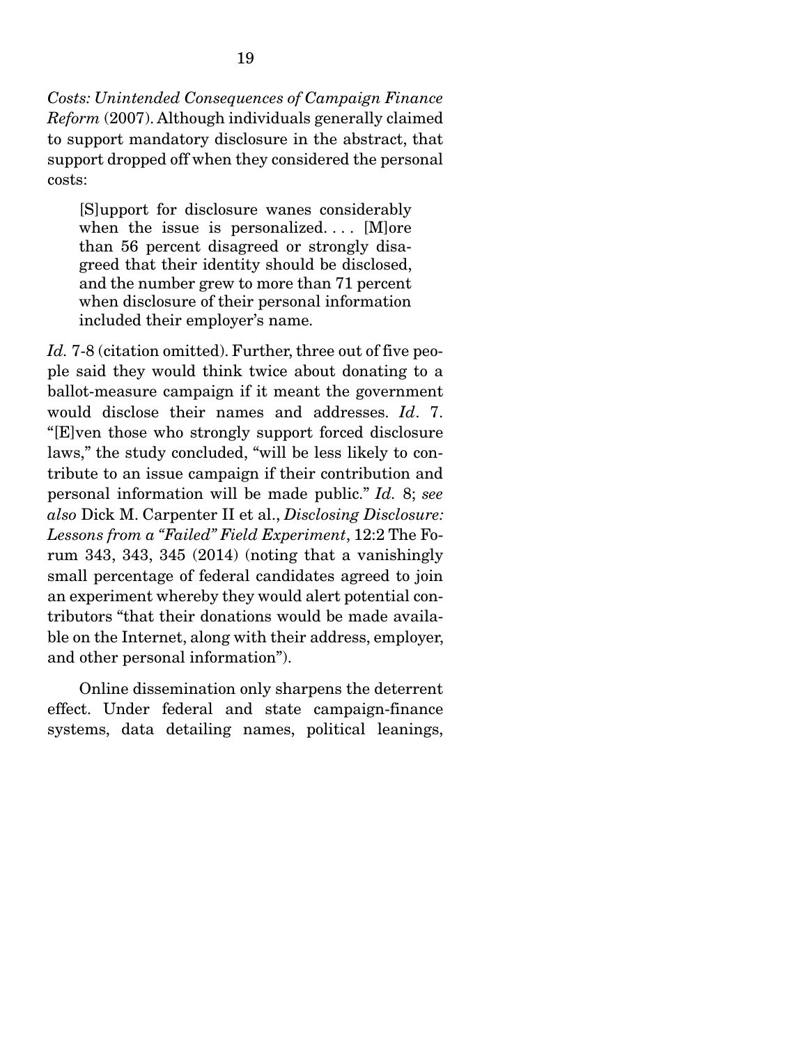*Costs: Unintended Consequences of Campaign Finance Reform* (2007). Although individuals generally claimed to support mandatory disclosure in the abstract, that support dropped off when they considered the personal costs:

> [S]upport for disclosure wanes considerably when the issue is personalized. . . . [M]ore than 56 percent disagreed or strongly disagreed that their identity should be disclosed, and the number grew to more than 71 percent when disclosure of their personal information included their employer's name.

*Id.* 7-8 (citation omitted). Further, three out of five people said they would think twice about donating to a ballot-measure campaign if it meant the government would disclose their names and addresses. *Id*. 7. "[E]ven those who strongly support forced disclosure laws," the study concluded, "will be less likely to contribute to an issue campaign if their contribution and personal information will be made public." *Id.* 8; *see also* Dick M. Carpenter II et al., *Disclosing Disclosure: Lessons from a "Failed" Field Experiment*, 12:2 The Forum 343, 343, 345 (2014) (noting that a vanishingly small percentage of federal candidates agreed to join an experiment whereby they would alert potential contributors "that their donations would be made available on the Internet, along with their address, employer, and other personal information").

Online dissemination only sharpens the deterrent effect. Under federal and state campaign-finance systems, data detailing names, political leanings,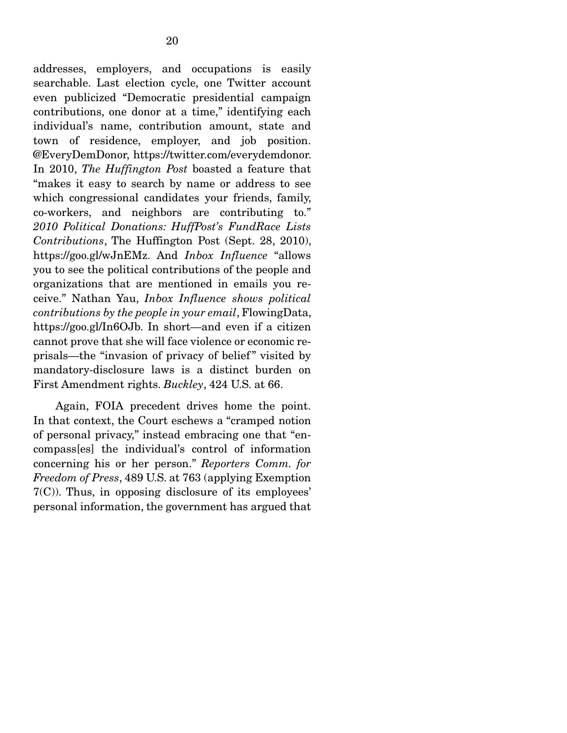addresses, employers, and occupations is easily searchable. Last election cycle, one Twitter account even publicized "Democratic presidential campaign contributions, one donor at a time," identifying each individual's name, contribution amount, state and town of residence, employer, and job position. @EveryDemDonor, https://twitter.com/everydemdonor. In 2010, *The Huffington Post* boasted a feature that "makes it easy to search by name or address to see which congressional candidates your friends, family, co-workers, and neighbors are contributing to." *2010 Political Donations: HuffPost's FundRace Lists Contributions*, The Huffington Post (Sept. 28, 2010), https://goo.gl/wJnEMz. And *Inbox Influence* "allows you to see the political contributions of the people and organizations that are mentioned in emails you receive." Nathan Yau, *Inbox Influence shows political contributions by the people in your email*, FlowingData, https://goo.gl/In6OJb. In short—and even if a citizen cannot prove that she will face violence or economic reprisals—the "invasion of privacy of belief" visited by mandatory-disclosure laws is a distinct burden on First Amendment rights. *Buckley*, 424 U.S. at 66.

Again, FOIA precedent drives home the point. In that context, the Court eschews a "cramped notion of personal privacy," instead embracing one that "encompass[es] the individual's control of information concerning his or her person." *Reporters Comm. for Freedom of Press*, 489 U.S. at 763 (applying Exemption 7(C)). Thus, in opposing disclosure of its employees' personal information, the government has argued that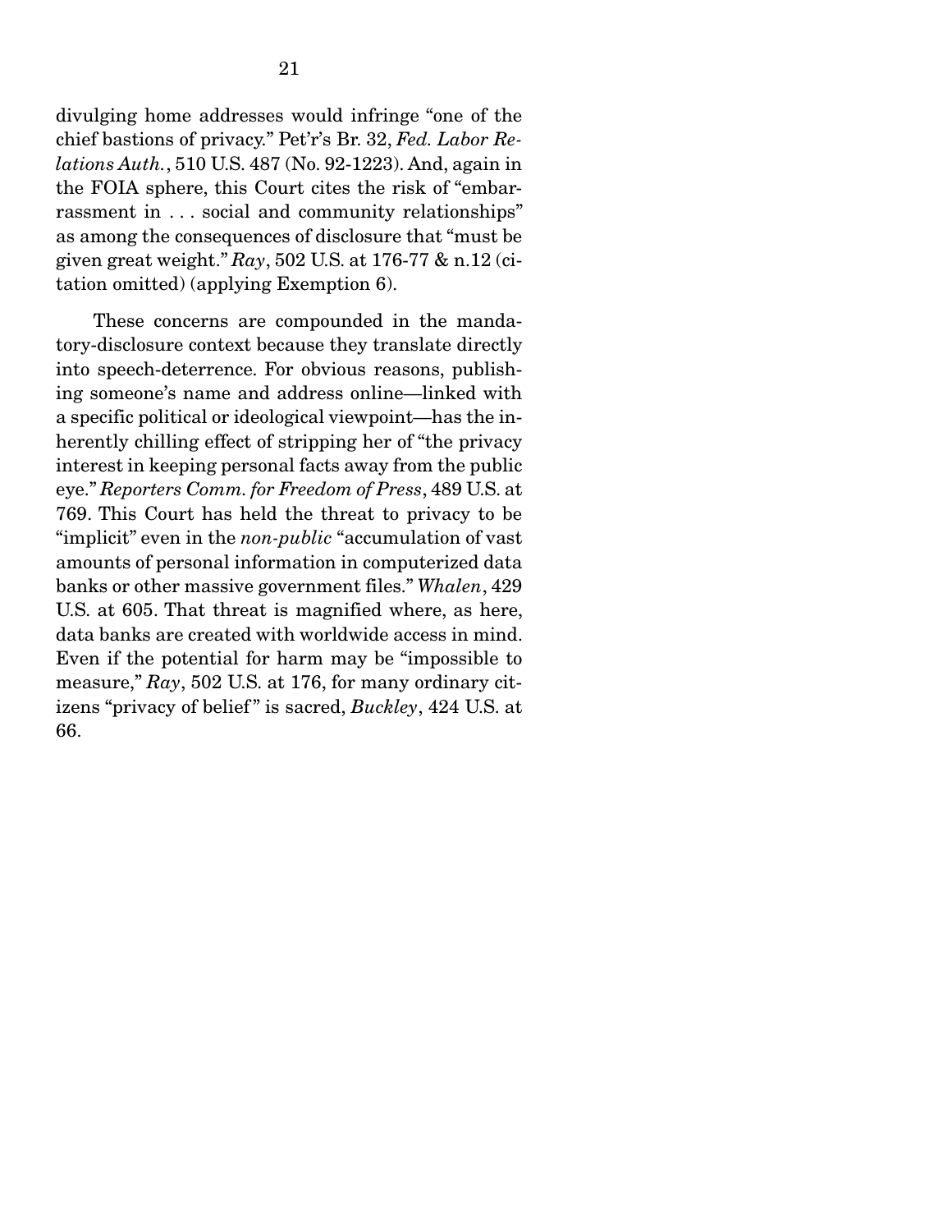divulging home addresses would infringe "one of the chief bastions of privacy." Pet'r's Br. 32, *Fed. Labor Relations Auth.*, 510 U.S. 487 (No. 92-1223). And, again in the FOIA sphere, this Court cites the risk of "embarrassment in . . . social and community relationships" as among the consequences of disclosure that "must be given great weight." *Ray*, 502 U.S. at 176-77 & n.12 (citation omitted) (applying Exemption 6).

These concerns are compounded in the mandatory-disclosure context because they translate directly into speech-deterrence. For obvious reasons, publishing someone's name and address online—linked with a specific political or ideological viewpoint—has the inherently chilling effect of stripping her of "the privacy interest in keeping personal facts away from the public eye." *Reporters Comm. for Freedom of Press*, 489 U.S. at 769. This Court has held the threat to privacy to be "implicit" even in the *non-public* "accumulation of vast amounts of personal information in computerized data banks or other massive government files." *Whalen*, 429 U.S. at 605. That threat is magnified where, as here, data banks are created with worldwide access in mind. Even if the potential for harm may be "impossible to measure," *Ray*, 502 U.S. at 176, for many ordinary citizens "privacy of belief" is sacred, *Buckley*, 424 U.S. at 66.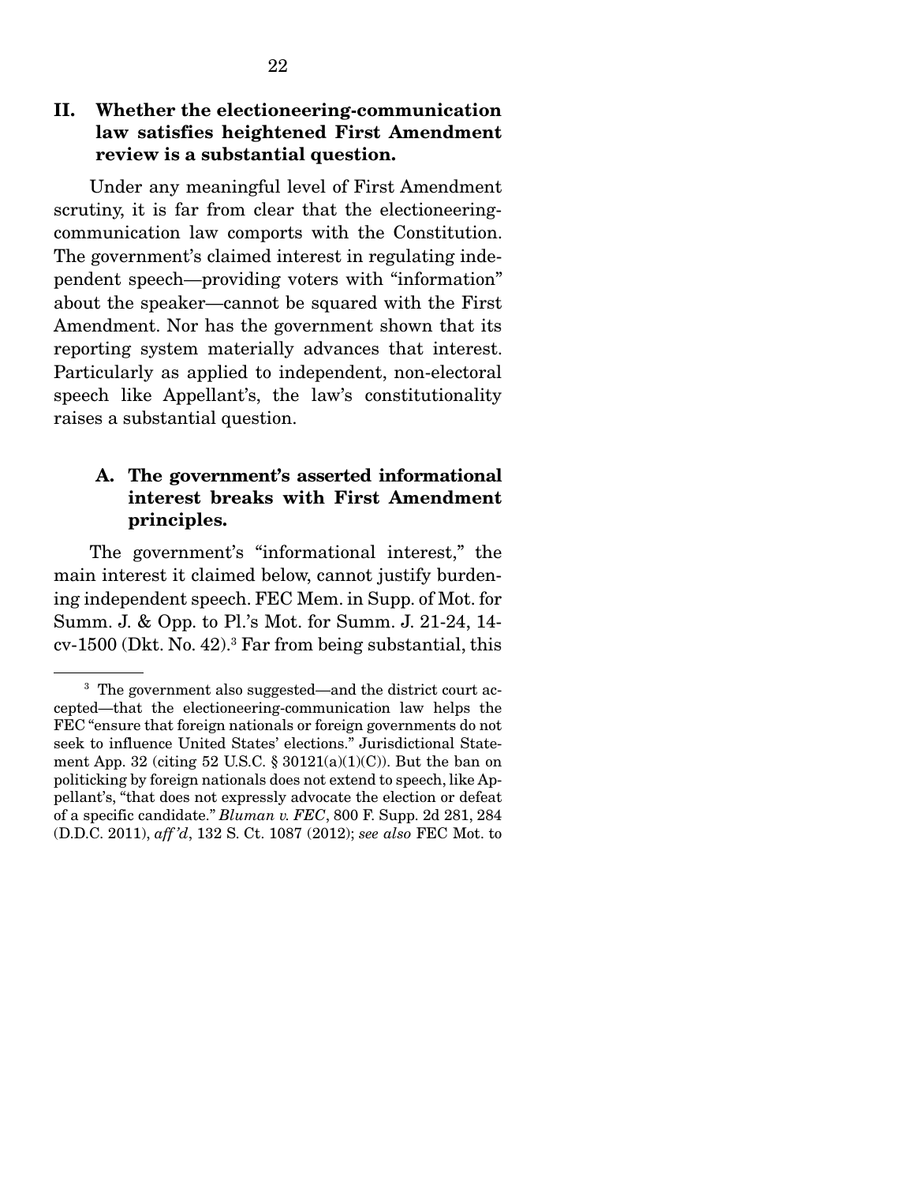## II. Whether the electioneering-communication law satisfies heightened First Amendment review is a substantial question.

Under any meaningful level of First Amendment scrutiny, it is far from clear that the electioneering-communication law comports with the Constitution. The government's claimed interest in regulating independent speech—providing voters with "information" about the speaker—cannot be squared with the First Amendment. Nor has the government shown that its reporting system materially advances that interest. Particularly as applied to independent, non-electoral speech like Appellant's, the law's constitutionality raises a substantial question.

### A. The government's asserted informational interest breaks with First Amendment principles.

The government's "informational interest," the main interest it claimed below, cannot justify burdening independent speech. FEC Mem. in Supp. of Mot. for Summ. J. & Opp. to Pl.'s Mot. for Summ. J. 21-24, 14-cv-1500 (Dkt. No. 42).[3] Far from being substantial, this

---

[3] The government also suggested—and the district court accepted—that the electioneering-communication law helps the FEC "ensure that foreign nationals or foreign governments do not seek to influence United States' elections." Jurisdictional Statement App. 32 (citing 52 U.S.C. § 30121(a)(1)(C)). But the ban on politicking by foreign nationals does not extend to speech, like Appellant's, "that does not expressly advocate the election or defeat of a specific candidate." *Bluman v. FEC*, 800 F. Supp. 2d 281, 284 (D.D.C. 2011), *aff'd*, 132 S. Ct. 1087 (2012); *see also* FEC Mot. to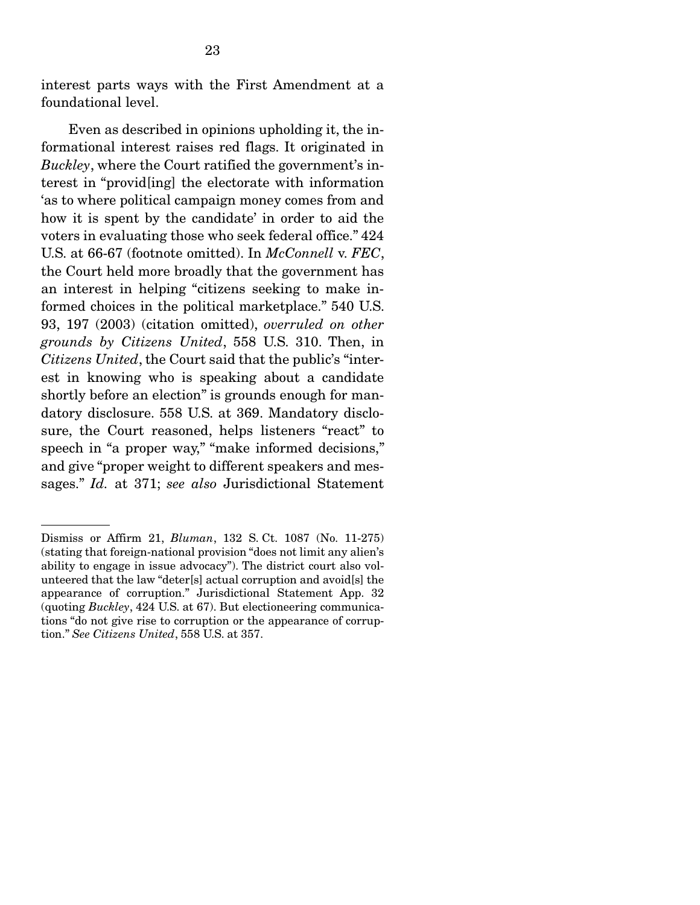interest parts ways with the First Amendment at a foundational level.

Even as described in opinions upholding it, the informational interest raises red flags. It originated in *Buckley*, where the Court ratified the government's interest in "provid[ing] the electorate with information 'as to where political campaign money comes from and how it is spent by the candidate' in order to aid the voters in evaluating those who seek federal office." 424 U.S. at 66-67 (footnote omitted). In *McConnell* v. *FEC*, the Court held more broadly that the government has an interest in helping "citizens seeking to make informed choices in the political marketplace." 540 U.S. 93, 197 (2003) (citation omitted), *overruled on other grounds by Citizens United*, 558 U.S. 310. Then, in *Citizens United*, the Court said that the public's "interest in knowing who is speaking about a candidate shortly before an election" is grounds enough for mandatory disclosure. 558 U.S. at 369. Mandatory disclosure, the Court reasoned, helps listeners "react" to speech in "a proper way," "make informed decisions," and give "proper weight to different speakers and messages." *Id.* at 371; *see also* Jurisdictional Statement

---

Dismiss or Affirm 21, *Bluman*, 132 S. Ct. 1087 (No. 11-275) (stating that foreign-national provision "does not limit any alien's ability to engage in issue advocacy"). The district court also volunteered that the law "deter[s] actual corruption and avoid[s] the appearance of corruption." Jurisdictional Statement App. 32 (quoting *Buckley*, 424 U.S. at 67). But electioneering communications "do not give rise to corruption or the appearance of corruption." *See Citizens United*, 558 U.S. at 357.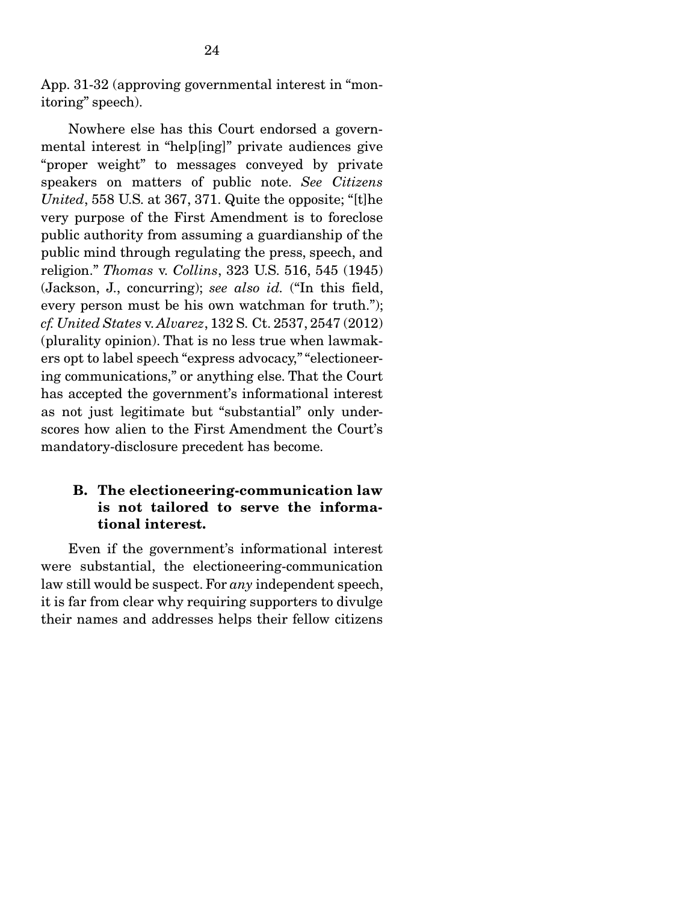App. 31-32 (approving governmental interest in "monitoring" speech).

Nowhere else has this Court endorsed a governmental interest in "help[ing]" private audiences give "proper weight" to messages conveyed by private speakers on matters of public note. *See Citizens United*, 558 U.S. at 367, 371. Quite the opposite; "[t]he very purpose of the First Amendment is to foreclose public authority from assuming a guardianship of the public mind through regulating the press, speech, and religion." *Thomas* v. *Collins*, 323 U.S. 516, 545 (1945) (Jackson, J., concurring); *see also id.* ("In this field, every person must be his own watchman for truth."); *cf. United States* v. *Alvarez*, 132 S. Ct. 2537, 2547 (2012) (plurality opinion). That is no less true when lawmakers opt to label speech "express advocacy," "electioneering communications," or anything else. That the Court has accepted the government's informational interest as not just legitimate but "substantial" only underscores how alien to the First Amendment the Court's mandatory-disclosure precedent has become.

### B. The electioneering-communication law is not tailored to serve the informational interest.

Even if the government's informational interest were substantial, the electioneering-communication law still would be suspect. For *any* independent speech, it is far from clear why requiring supporters to divulge their names and addresses helps their fellow citizens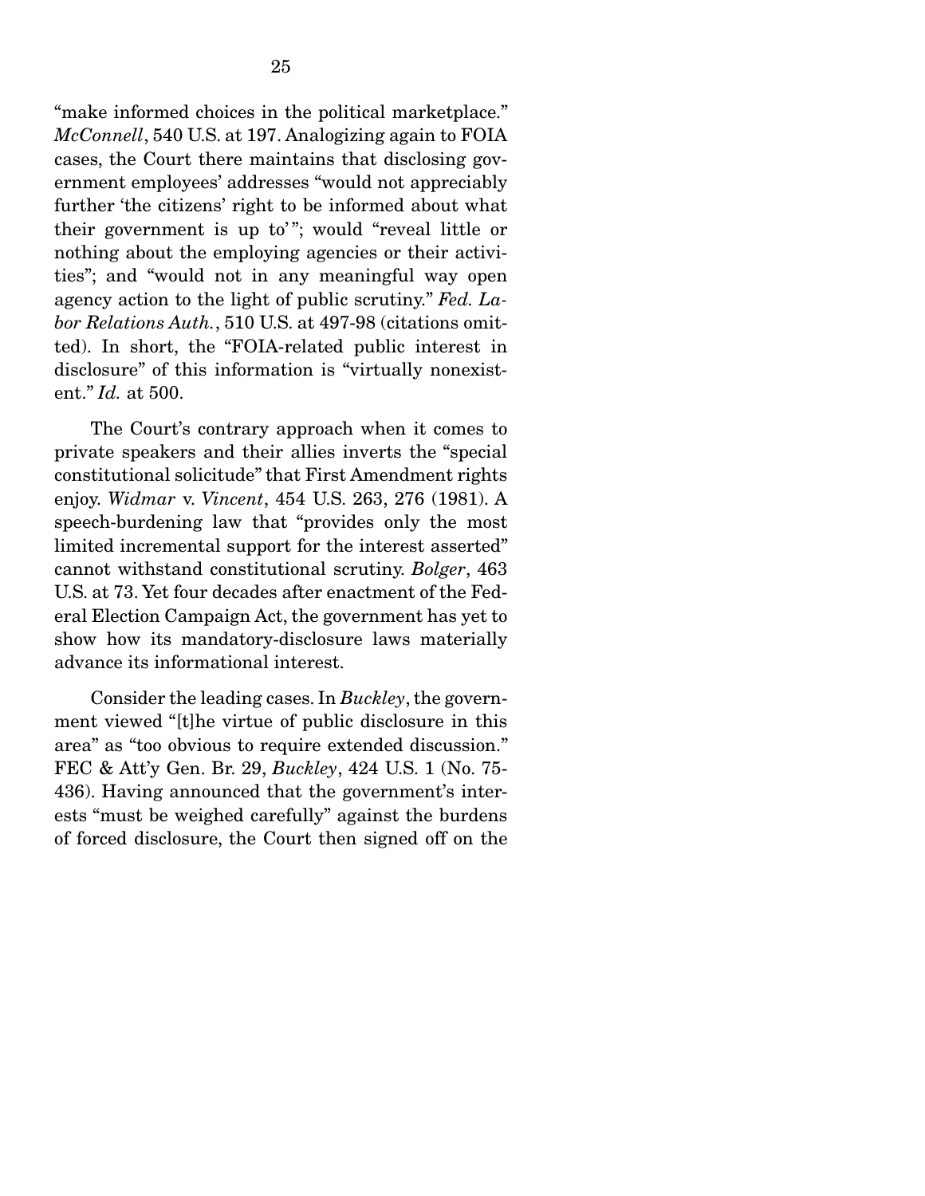"make informed choices in the political marketplace." *McConnell*, 540 U.S. at 197. Analogizing again to FOIA cases, the Court there maintains that disclosing government employees' addresses "would not appreciably further 'the citizens' right to be informed about what their government is up to'"; would "reveal little or nothing about the employing agencies or their activities"; and "would not in any meaningful way open agency action to the light of public scrutiny." *Fed. Labor Relations Auth.*, 510 U.S. at 497-98 (citations omitted). In short, the "FOIA-related public interest in disclosure" of this information is "virtually nonexistent." *Id.* at 500.

The Court's contrary approach when it comes to private speakers and their allies inverts the "special constitutional solicitude" that First Amendment rights enjoy. *Widmar* v. *Vincent*, 454 U.S. 263, 276 (1981). A speech-burdening law that "provides only the most limited incremental support for the interest asserted" cannot withstand constitutional scrutiny. *Bolger*, 463 U.S. at 73. Yet four decades after enactment of the Federal Election Campaign Act, the government has yet to show how its mandatory-disclosure laws materially advance its informational interest.

Consider the leading cases. In *Buckley*, the government viewed "[t]he virtue of public disclosure in this area" as "too obvious to require extended discussion." FEC & Att'y Gen. Br. 29, *Buckley*, 424 U.S. 1 (No. 75-436). Having announced that the government's interests "must be weighed carefully" against the burdens of forced disclosure, the Court then signed off on the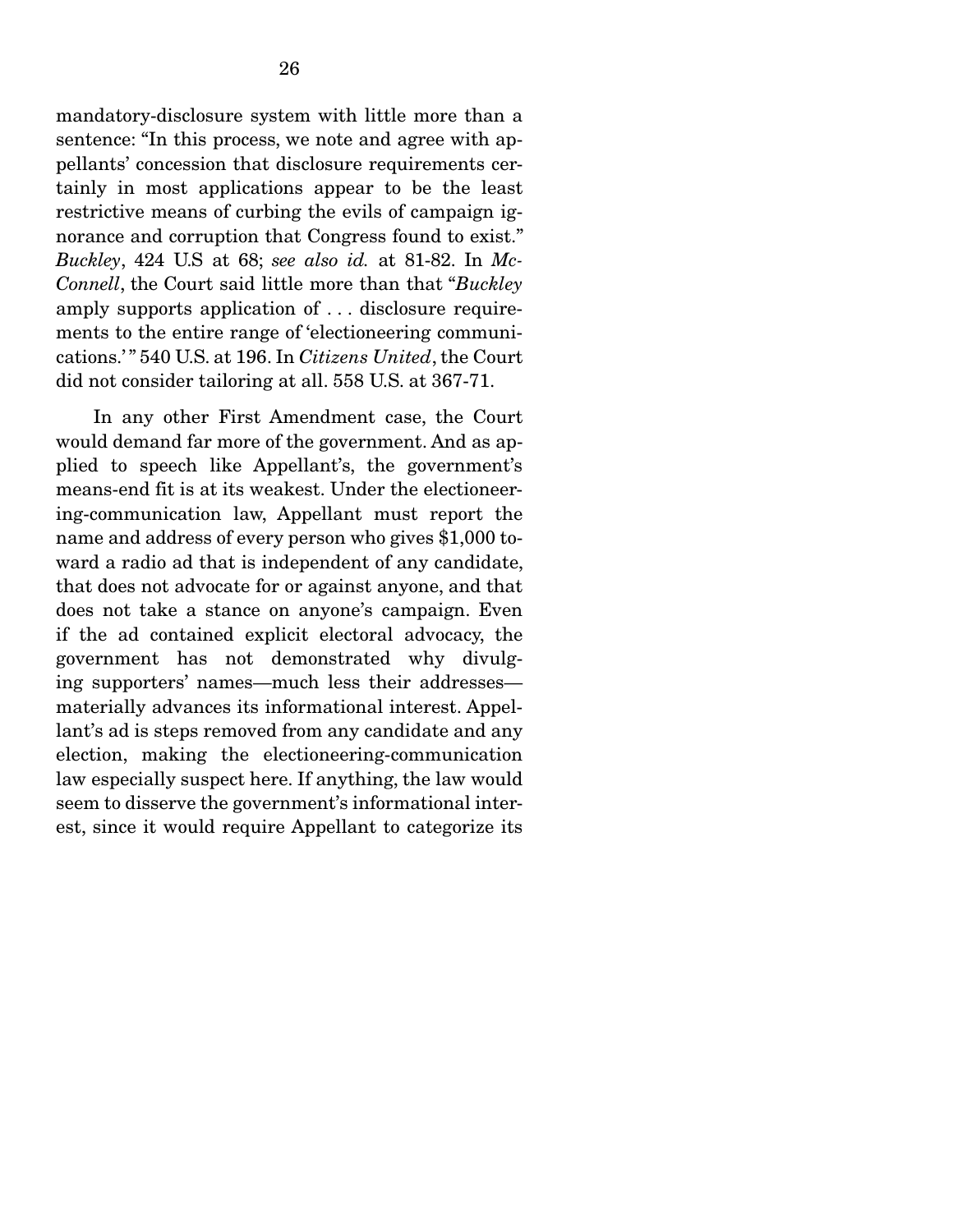mandatory-disclosure system with little more than a sentence: "In this process, we note and agree with appellants' concession that disclosure requirements certainly in most applications appear to be the least restrictive means of curbing the evils of campaign ignorance and corruption that Congress found to exist." *Buckley*, 424 U.S at 68; *see also id.* at 81-82. In *McConnell*, the Court said little more than that "*Buckley* amply supports application of . . . disclosure requirements to the entire range of 'electioneering communications.'" 540 U.S. at 196. In *Citizens United*, the Court did not consider tailoring at all. 558 U.S. at 367-71.

In any other First Amendment case, the Court would demand far more of the government. And as applied to speech like Appellant's, the government's means-end fit is at its weakest. Under the electioneering-communication law, Appellant must report the name and address of every person who gives $1,000 toward a radio ad that is independent of any candidate, that does not advocate for or against anyone, and that does not take a stance on anyone's campaign. Even if the ad contained explicit electoral advocacy, the government has not demonstrated why divulging supporters' names—much less their addresses—materially advances its informational interest. Appellant's ad is steps removed from any candidate and any election, making the electioneering-communication law especially suspect here. If anything, the law would seem to disserve the government's informational interest, since it would require Appellant to categorize its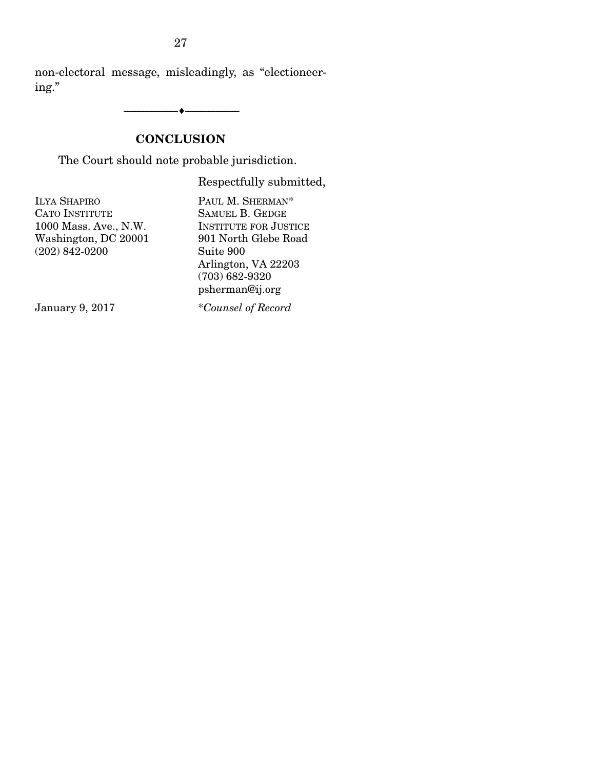non-electoral message, misleadingly, as "electioneering."

---

## CONCLUSION

The Court should note probable jurisdiction.

Respectfully submitted,

ILYA SHAPIRO
CATO INSTITUTE
1000 Mass. Ave., N.W.
Washington, DC 20001
(202) 842-0200

PAUL M. SHERMAN*
SAMUEL B. GEDGE
INSTITUTE FOR JUSTICE
901 North Glebe Road
Suite 900
Arlington, VA 22203
(703) 682-9320
psherman@ij.org

*Counsel of Record*

January 9, 2017